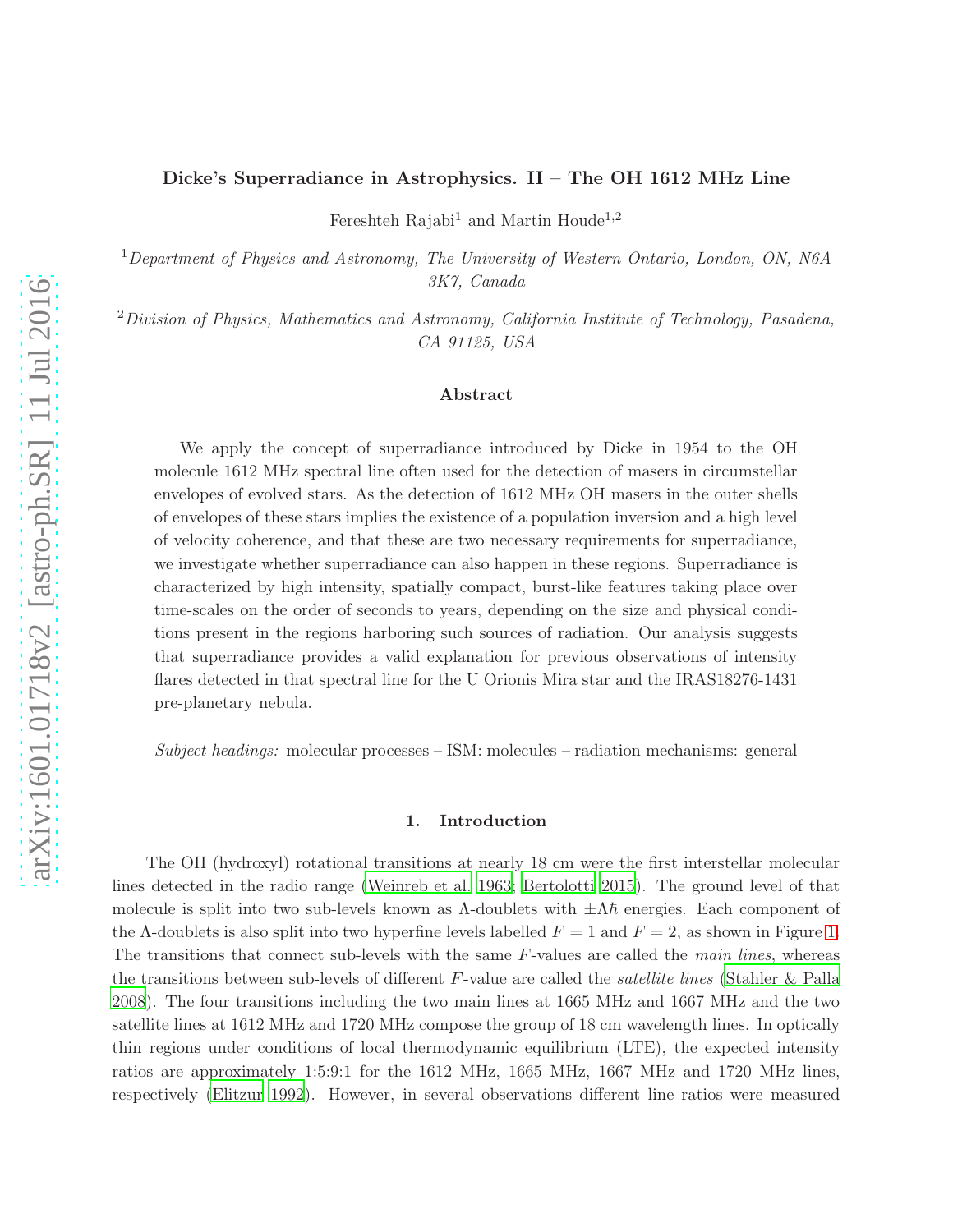# Dicke's Superradiance in Astrophysics. II – The OH 1612 MHz Line

Fereshteh Rajabi[1] and Martin Houde[1,2]

[1] *Department of Physics and Astronomy, The University of Western Ontario, London, ON, N6A 3K7, Canada*

[2] *Division of Physics, Mathematics and Astronomy, California Institute of Technology, Pasadena, CA 91125, USA*

## Abstract

We apply the concept of superradiance introduced by Dicke in 1954 to the OH molecule 1612 MHz spectral line often used for the detection of masers in circumstellar envelopes of evolved stars. As the detection of 1612 MHz OH masers in the outer shells of envelopes of these stars implies the existence of a population inversion and a high level of velocity coherence, and that these are two necessary requirements for superradiance, we investigate whether superradiance can also happen in these regions. Superradiance is characterized by high intensity, spatially compact, burst-like features taking place over time-scales on the order of seconds to years, depending on the size and physical conditions present in the regions harboring such sources of radiation. Our analysis suggests that superradiance provides a valid explanation for previous observations of intensity flares detected in that spectral line for the U Orionis Mira star and the IRAS18276-1431 pre-planetary nebula.

*Subject headings:* molecular processes – ISM: molecules – radiation mechanisms: general

## 1. Introduction

The OH (hydroxyl) rotational transitions at nearly 18 cm were the first interstellar molecular lines detected in the radio range (Weinreb et al. 1963; Bertolotti 2015). The ground level of that molecule is split into two sub-levels known as Λ-doublets with $\pm\Lambda\hbar$ energies. Each component of the Λ-doublets is also split into two hyperfine levels labelled $F = 1$ and $F = 2$, as shown in Figure 1. The transitions that connect sub-levels with the same $F$-values are called the *main lines*, whereas the transitions between sub-levels of different $F$-value are called the *satellite lines* (Stahler & Palla 2008). The four transitions including the two main lines at 1665 MHz and 1667 MHz and the two satellite lines at 1612 MHz and 1720 MHz compose the group of 18 cm wavelength lines. In optically thin regions under conditions of local thermodynamic equilibrium (LTE), the expected intensity ratios are approximately 1:5:9:1 for the 1612 MHz, 1665 MHz, 1667 MHz and 1720 MHz lines, respectively (Elitzur 1992). However, in several observations different line ratios were measured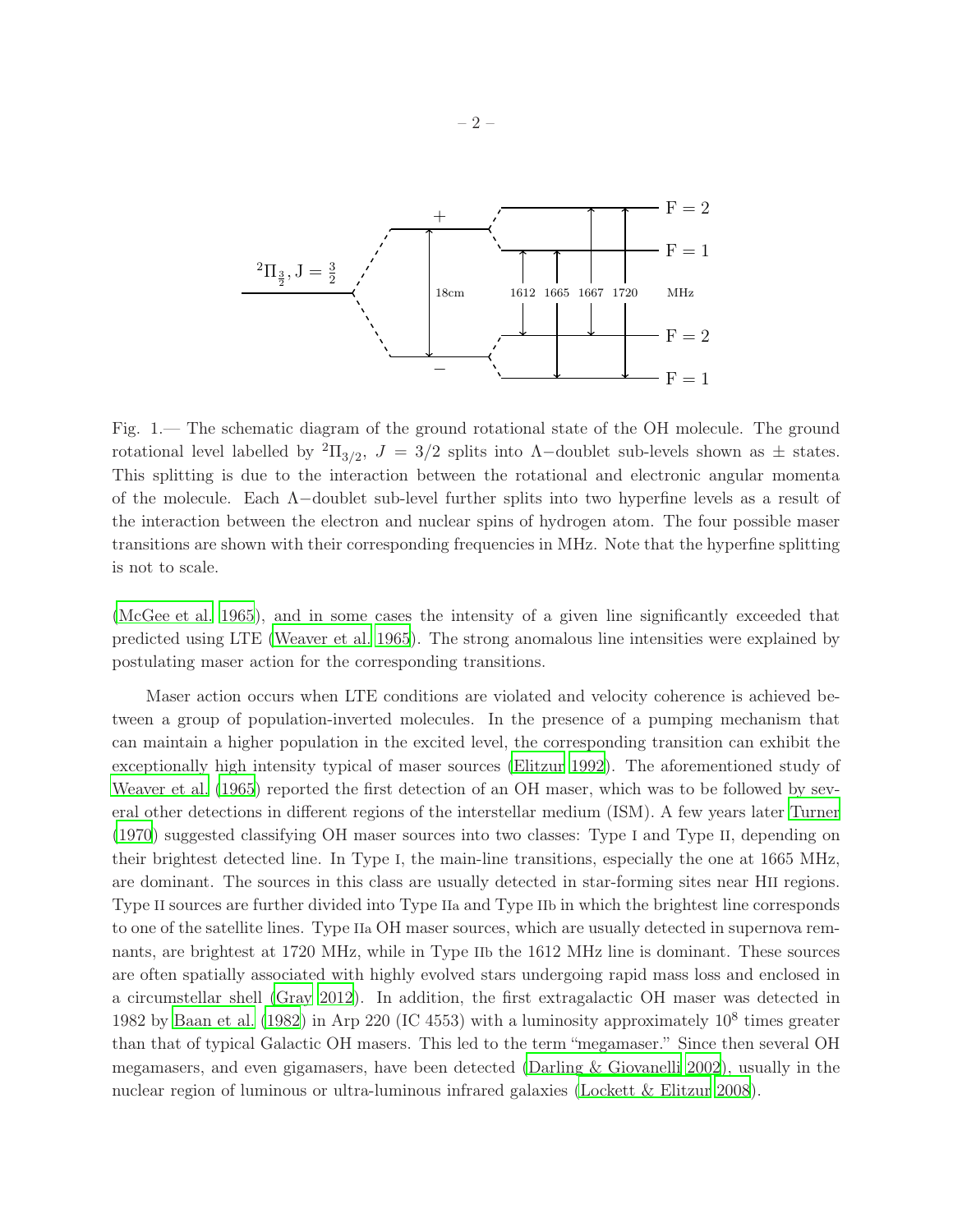Fig. 1.— The schematic diagram of the ground rotational state of the OH molecule. The ground rotational level labelled by $^2\Pi_{3/2}$, $J = 3/2$ splits into $\Lambda-$doublet sub-levels shown as $\pm$ states. This splitting is due to the interaction between the rotational and electronic angular momenta of the molecule. Each $\Lambda-$doublet sub-level further splits into two hyperfine levels as a result of the interaction between the electron and nuclear spins of hydrogen atom. The four possible maser transitions are shown with their corresponding frequencies in MHz. Note that the hyperfine splitting is not to scale.

(McGee et al. 1965), and in some cases the intensity of a given line significantly exceeded that predicted using LTE (Weaver et al. 1965). The strong anomalous line intensities were explained by postulating maser action for the corresponding transitions.

Maser action occurs when LTE conditions are violated and velocity coherence is achieved between a group of population-inverted molecules. In the presence of a pumping mechanism that can maintain a higher population in the excited level, the corresponding transition can exhibit the exceptionally high intensity typical of maser sources (Elitzur 1992). The aforementioned study of Weaver et al. (1965) reported the first detection of an OH maser, which was to be followed by several other detections in different regions of the interstellar medium (ISM). A few years later Turner (1970) suggested classifying OH maser sources into two classes: Type I and Type II, depending on their brightest detected line. In Type I, the main-line transitions, especially the one at 1665 MHz, are dominant. The sources in this class are usually detected in star-forming sites near HII regions. Type II sources are further divided into Type IIa and Type IIb in which the brightest line corresponds to one of the satellite lines. Type IIa OH maser sources, which are usually detected in supernova remnants, are brightest at 1720 MHz, while in Type IIb the 1612 MHz line is dominant. These sources are often spatially associated with highly evolved stars undergoing rapid mass loss and enclosed in a circumstellar shell (Gray 2012). In addition, the first extragalactic OH maser was detected in 1982 by Baan et al. (1982) in Arp 220 (IC 4553) with a luminosity approximately $10^8$ times greater than that of typical Galactic OH masers. This led to the term "megamaser." Since then several OH megamasers, and even gigamasers, have been detected (Darling & Giovanelli 2002), usually in the nuclear region of luminous or ultra-luminous infrared galaxies (Lockett & Elitzur 2008).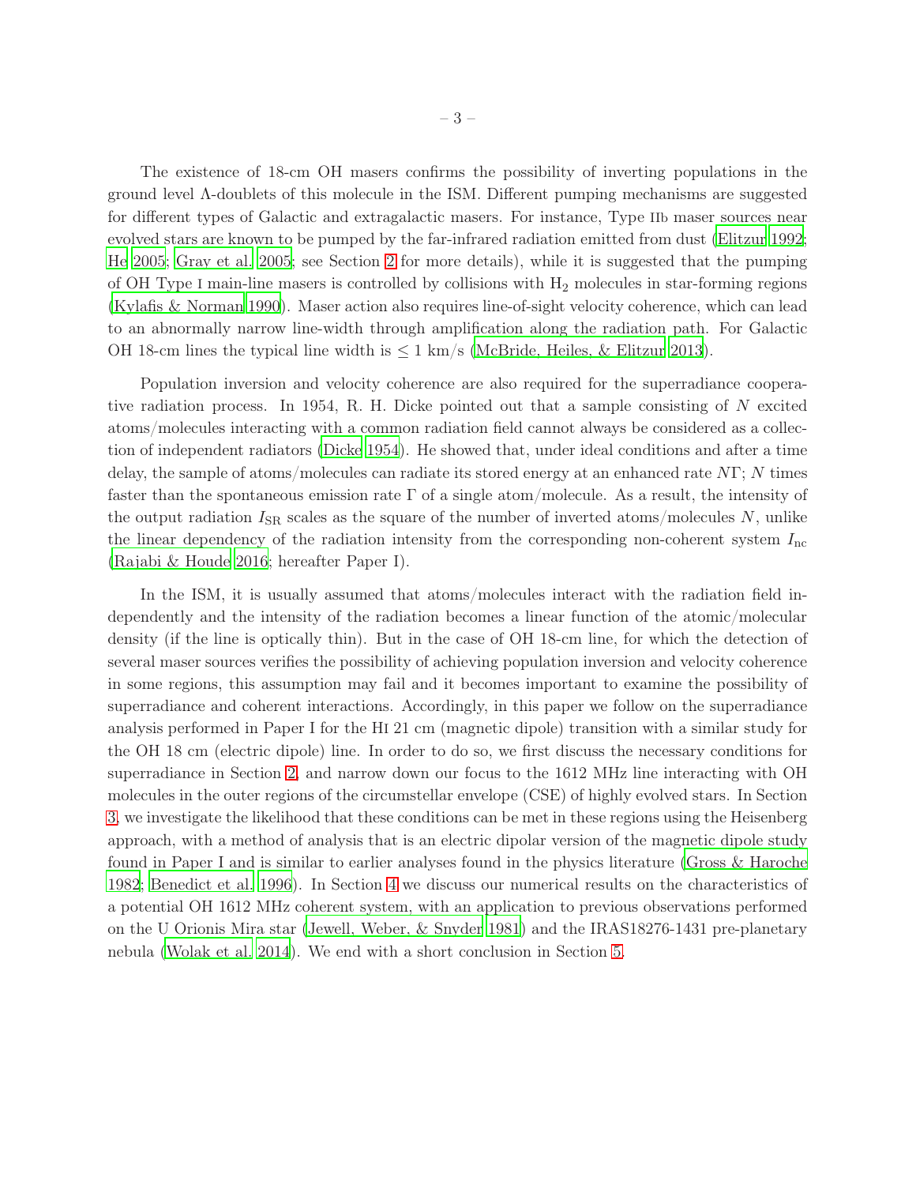The existence of 18-cm OH masers confirms the possibility of inverting populations in the ground level Λ-doublets of this molecule in the ISM. Different pumping mechanisms are suggested for different types of Galactic and extragalactic masers. For instance, Type IIb maser sources near evolved stars are known to be pumped by the far-infrared radiation emitted from dust (Elitzur 1992; He 2005; Gray et al. 2005; see Section 2 for more details), while it is suggested that the pumping of OH Type I main-line masers is controlled by collisions with $H_2$ molecules in star-forming regions (Kylafis & Norman 1990). Maser action also requires line-of-sight velocity coherence, which can lead to an abnormally narrow line-width through amplification along the radiation path. For Galactic OH 18-cm lines the typical line width is $\leq 1$ km/s (McBride, Heiles, & Elitzur 2013).

Population inversion and velocity coherence are also required for the superradiance cooperative radiation process. In 1954, R. H. Dicke pointed out that a sample consisting of $N$ excited atoms/molecules interacting with a common radiation field cannot always be considered as a collection of independent radiators (Dicke 1954). He showed that, under ideal conditions and after a time delay, the sample of atoms/molecules can radiate its stored energy at an enhanced rate $N\Gamma$; $N$ times faster than the spontaneous emission rate $\Gamma$ of a single atom/molecule. As a result, the intensity of the output radiation $I_{\mathrm{SR}}$ scales as the square of the number of inverted atoms/molecules $N$, unlike the linear dependency of the radiation intensity from the corresponding non-coherent system $I_{\mathrm{nc}}$ (Rajabi & Houde 2016; hereafter Paper I).

In the ISM, it is usually assumed that atoms/molecules interact with the radiation field independently and the intensity of the radiation becomes a linear function of the atomic/molecular density (if the line is optically thin). But in the case of OH 18-cm line, for which the detection of several maser sources verifies the possibility of achieving population inversion and velocity coherence in some regions, this assumption may fail and it becomes important to examine the possibility of superradiance and coherent interactions. Accordingly, in this paper we follow on the superradiance analysis performed in Paper I for the HI 21 cm (magnetic dipole) transition with a similar study for the OH 18 cm (electric dipole) line. In order to do so, we first discuss the necessary conditions for superradiance in Section 2, and narrow down our focus to the 1612 MHz line interacting with OH molecules in the outer regions of the circumstellar envelope (CSE) of highly evolved stars. In Section 3, we investigate the likelihood that these conditions can be met in these regions using the Heisenberg approach, with a method of analysis that is an electric dipolar version of the magnetic dipole study found in Paper I and is similar to earlier analyses found in the physics literature (Gross & Haroche 1982; Benedict et al. 1996). In Section 4 we discuss our numerical results on the characteristics of a potential OH 1612 MHz coherent system, with an application to previous observations performed on the U Orionis Mira star (Jewell, Weber, & Snyder 1981) and the IRAS18276-1431 pre-planetary nebula (Wolak et al. 2014). We end with a short conclusion in Section 5.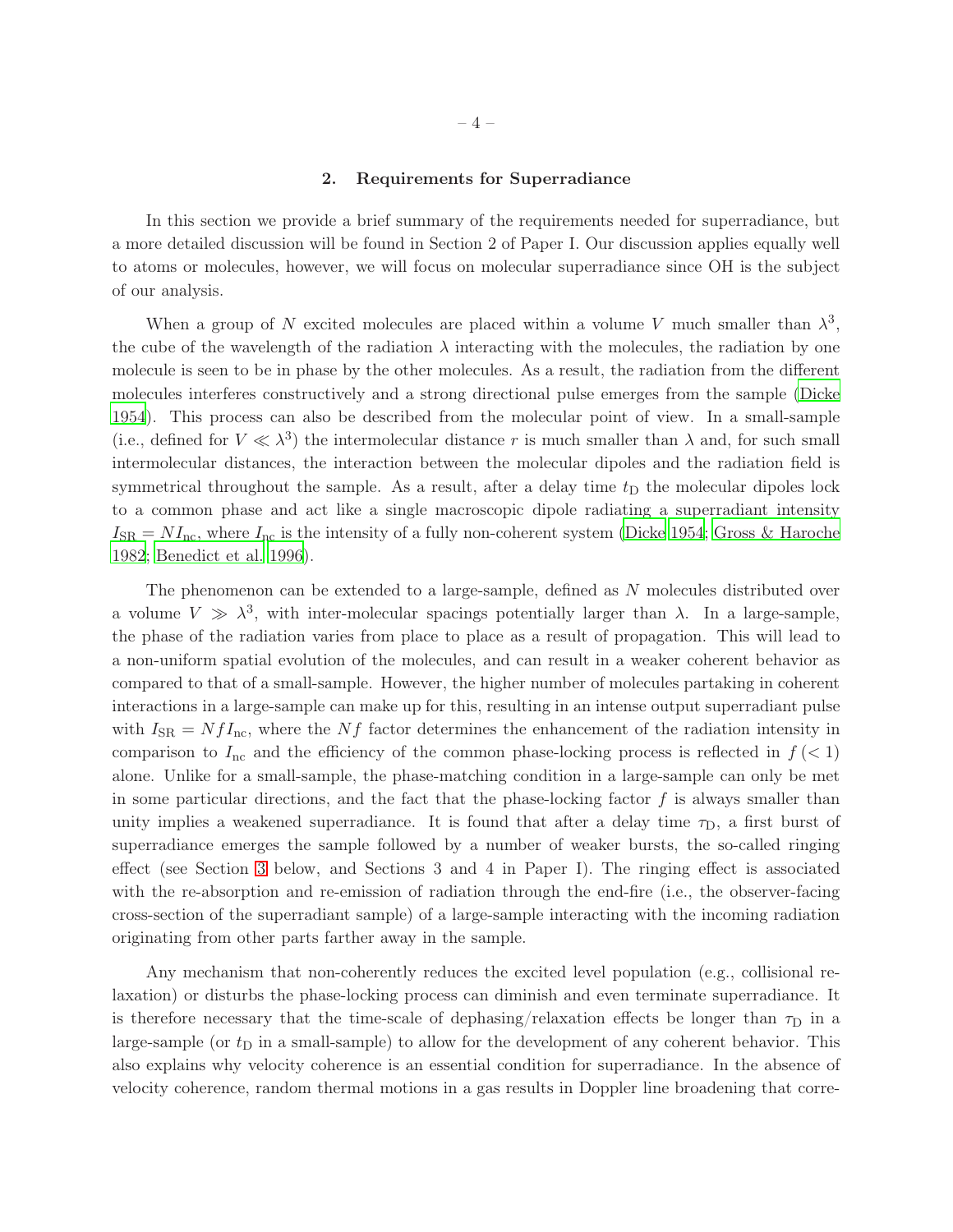## 2. Requirements for Superradiance

In this section we provide a brief summary of the requirements needed for superradiance, but a more detailed discussion will be found in Section 2 of Paper I. Our discussion applies equally well to atoms or molecules, however, we will focus on molecular superradiance since OH is the subject of our analysis.

When a group of $N$ excited molecules are placed within a volume $V$ much smaller than $\lambda^3$, the cube of the wavelength of the radiation $\lambda$ interacting with the molecules, the radiation by one molecule is seen to be in phase by the other molecules. As a result, the radiation from the different molecules interferes constructively and a strong directional pulse emerges from the sample (Dicke 1954). This process can also be described from the molecular point of view. In a small-sample (i.e., defined for $V \ll \lambda^3$) the intermolecular distance $r$ is much smaller than $\lambda$ and, for such small intermolecular distances, the interaction between the molecular dipoles and the radiation field is symmetrical throughout the sample. As a result, after a delay time $t_{\mathrm{D}}$ the molecular dipoles lock to a common phase and act like a single macroscopic dipole radiating a superradiant intensity $I_{\mathrm{SR}} = N I_{\mathrm{nc}}$, where $I_{\mathrm{nc}}$ is the intensity of a fully non-coherent system (Dicke 1954; Gross & Haroche 1982; Benedict et al. 1996).

The phenomenon can be extended to a large-sample, defined as $N$ molecules distributed over a volume $V \gg \lambda^3$, with inter-molecular spacings potentially larger than $\lambda$. In a large-sample, the phase of the radiation varies from place to place as a result of propagation. This will lead to a non-uniform spatial evolution of the molecules, and can result in a weaker coherent behavior as compared to that of a small-sample. However, the higher number of molecules partaking in coherent interactions in a large-sample can make up for this, resulting in an intense output superradiant pulse with $I_{\mathrm{SR}} = N f I_{\mathrm{nc}}$, where the $Nf$ factor determines the enhancement of the radiation intensity in comparison to $I_{\mathrm{nc}}$ and the efficiency of the common phase-locking process is reflected in $f\,(< 1)$ alone. Unlike for a small-sample, the phase-matching condition in a large-sample can only be met in some particular directions, and the fact that the phase-locking factor $f$ is always smaller than unity implies a weakened superradiance. It is found that after a delay time $\tau_{\mathrm{D}}$, a first burst of superradiance emerges the sample followed by a number of weaker bursts, the so-called ringing effect (see Section 3 below, and Sections 3 and 4 in Paper I). The ringing effect is associated with the re-absorption and re-emission of radiation through the end-fire (i.e., the observer-facing cross-section of the superradiant sample) of a large-sample interacting with the incoming radiation originating from other parts farther away in the sample.

Any mechanism that non-coherently reduces the excited level population (e.g., collisional relaxation) or disturbs the phase-locking process can diminish and even terminate superradiance. It is therefore necessary that the time-scale of dephasing/relaxation effects be longer than $\tau_{\mathrm{D}}$ in a large-sample (or $t_{\mathrm{D}}$ in a small-sample) to allow for the development of any coherent behavior. This also explains why velocity coherence is an essential condition for superradiance. In the absence of velocity coherence, random thermal motions in a gas results in Doppler line broadening that corre-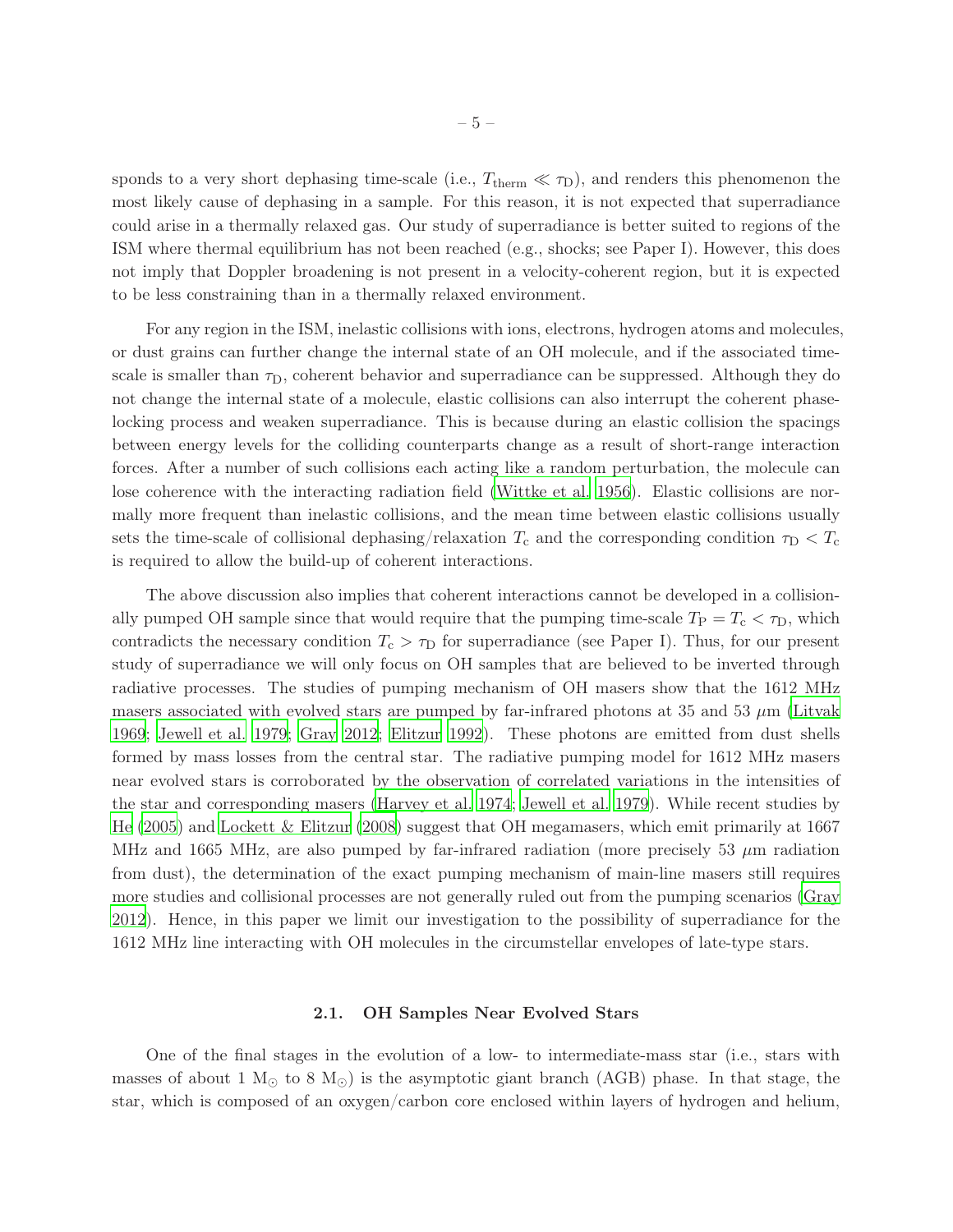sponds to a very short dephasing time-scale (i.e., $T_{\rm therm} \ll \tau_{\rm D}$), and renders this phenomenon the most likely cause of dephasing in a sample. For this reason, it is not expected that superradiance could arise in a thermally relaxed gas. Our study of superradiance is better suited to regions of the ISM where thermal equilibrium has not been reached (e.g., shocks; see Paper I). However, this does not imply that Doppler broadening is not present in a velocity-coherent region, but it is expected to be less constraining than in a thermally relaxed environment.

For any region in the ISM, inelastic collisions with ions, electrons, hydrogen atoms and molecules, or dust grains can further change the internal state of an OH molecule, and if the associated time-scale is smaller than $\tau_{\rm D}$, coherent behavior and superradiance can be suppressed. Although they do not change the internal state of a molecule, elastic collisions can also interrupt the coherent phase-locking process and weaken superradiance. This is because during an elastic collision the spacings between energy levels for the colliding counterparts change as a result of short-range interaction forces. After a number of such collisions each acting like a random perturbation, the molecule can lose coherence with the interacting radiation field (Wittke et al. 1956). Elastic collisions are normally more frequent than inelastic collisions, and the mean time between elastic collisions usually sets the time-scale of collisional dephasing/relaxation $T_{\rm c}$ and the corresponding condition $\tau_{\rm D} < T_{\rm c}$ is required to allow the build-up of coherent interactions.

The above discussion also implies that coherent interactions cannot be developed in a collisionally pumped OH sample since that would require that the pumping time-scale $T_{\rm P} = T_{\rm c} < \tau_{\rm D}$, which contradicts the necessary condition $T_{\rm c} > \tau_{\rm D}$ for superradiance (see Paper I). Thus, for our present study of superradiance we will only focus on OH samples that are believed to be inverted through radiative processes. The studies of pumping mechanism of OH masers show that the 1612 MHz masers associated with evolved stars are pumped by far-infrared photons at 35 and 53 $\mu$m (Litvak 1969; Jewell et al. 1979; Gray 2012; Elitzur 1992). These photons are emitted from dust shells formed by mass losses from the central star. The radiative pumping model for 1612 MHz masers near evolved stars is corroborated by the observation of correlated variations in the intensities of the star and corresponding masers (Harvey et al. 1974; Jewell et al. 1979). While recent studies by He (2005) and Lockett & Elitzur (2008) suggest that OH megamasers, which emit primarily at 1667 MHz and 1665 MHz, are also pumped by far-infrared radiation (more precisely 53 $\mu$m radiation from dust), the determination of the exact pumping mechanism of main-line masers still requires more studies and collisional processes are not generally ruled out from the pumping scenarios (Gray 2012). Hence, in this paper we limit our investigation to the possibility of superradiance for the 1612 MHz line interacting with OH molecules in the circumstellar envelopes of late-type stars.

### 2.1. OH Samples Near Evolved Stars

One of the final stages in the evolution of a low- to intermediate-mass star (i.e., stars with masses of about 1 $M_\odot$ to 8 $M_\odot$) is the asymptotic giant branch (AGB) phase. In that stage, the star, which is composed of an oxygen/carbon core enclosed within layers of hydrogen and helium,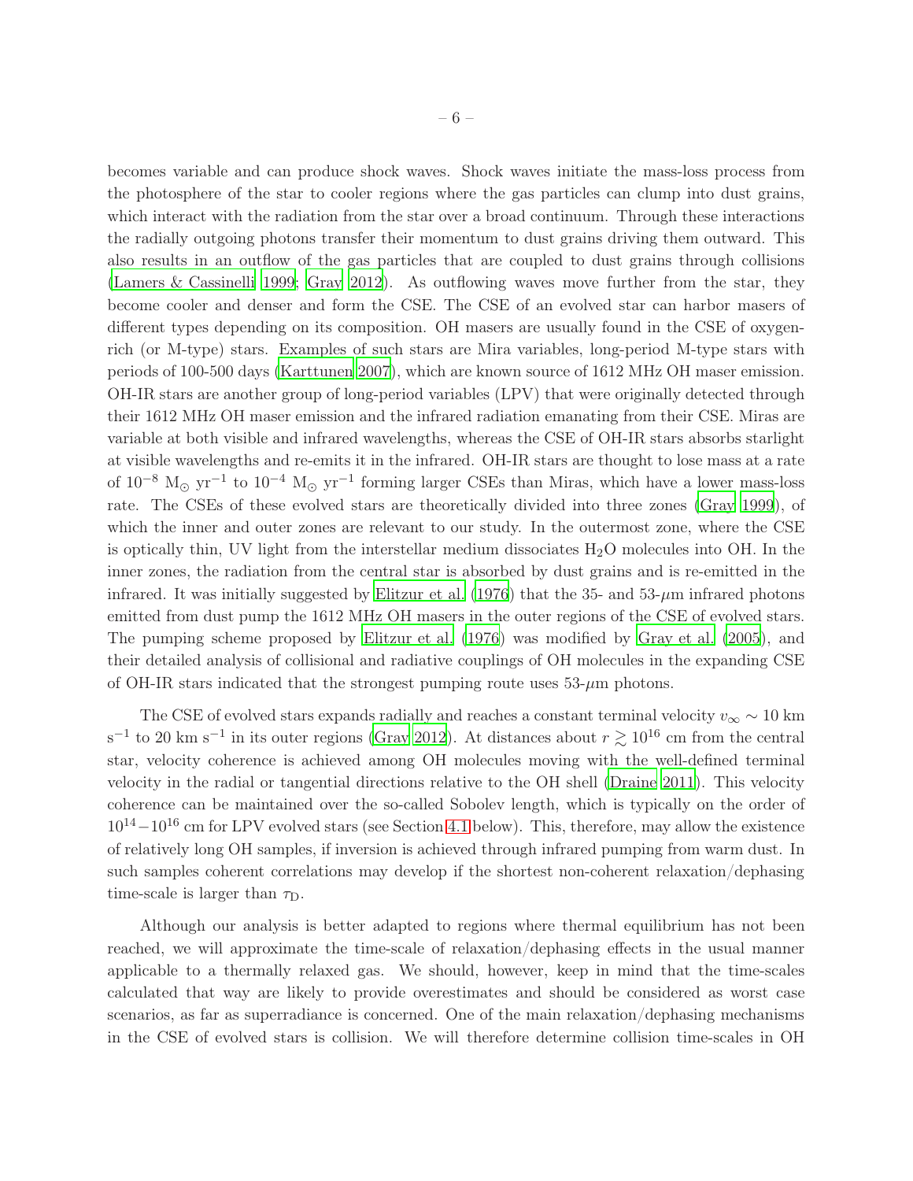becomes variable and can produce shock waves. Shock waves initiate the mass-loss process from the photosphere of the star to cooler regions where the gas particles can clump into dust grains, which interact with the radiation from the star over a broad continuum. Through these interactions the radially outgoing photons transfer their momentum to dust grains driving them outward. This also results in an outflow of the gas particles that are coupled to dust grains through collisions (Lamers & Cassinelli 1999; Gray 2012). As outflowing waves move further from the star, they become cooler and denser and form the CSE. The CSE of an evolved star can harbor masers of different types depending on its composition. OH masers are usually found in the CSE of oxygen-rich (or M-type) stars. Examples of such stars are Mira variables, long-period M-type stars with periods of 100-500 days (Karttunen 2007), which are known source of 1612 MHz OH maser emission. OH-IR stars are another group of long-period variables (LPV) that were originally detected through their 1612 MHz OH maser emission and the infrared radiation emanating from their CSE. Miras are variable at both visible and infrared wavelengths, whereas the CSE of OH-IR stars absorbs starlight at visible wavelengths and re-emits it in the infrared. OH-IR stars are thought to lose mass at a rate of $10^{-8}$ M$_\odot$ yr$^{-1}$ to $10^{-4}$ M$_\odot$ yr$^{-1}$ forming larger CSEs than Miras, which have a lower mass-loss rate. The CSEs of these evolved stars are theoretically divided into three zones (Gray 1999), of which the inner and outer zones are relevant to our study. In the outermost zone, where the CSE is optically thin, UV light from the interstellar medium dissociates $H_2O$ molecules into OH. In the inner zones, the radiation from the central star is absorbed by dust grains and is re-emitted in the infrared. It was initially suggested by Elitzur et al. (1976) that the 35- and 53-$\mu$m infrared photons emitted from dust pump the 1612 MHz OH masers in the outer regions of the CSE of evolved stars. The pumping scheme proposed by Elitzur et al. (1976) was modified by Gray et al. (2005), and their detailed analysis of collisional and radiative couplings of OH molecules in the expanding CSE of OH-IR stars indicated that the strongest pumping route uses 53-$\mu$m photons.

The CSE of evolved stars expands radially and reaches a constant terminal velocity $v_\infty \sim 10$ km s$^{-1}$ to 20 km s$^{-1}$ in its outer regions (Gray 2012). At distances about $r \gtrsim 10^{16}$ cm from the central star, velocity coherence is achieved among OH molecules moving with the well-defined terminal velocity in the radial or tangential directions relative to the OH shell (Draine 2011). This velocity coherence can be maintained over the so-called Sobolev length, which is typically on the order of $10^{14}-10^{16}$ cm for LPV evolved stars (see Section 4.1 below). This, therefore, may allow the existence of relatively long OH samples, if inversion is achieved through infrared pumping from warm dust. In such samples coherent correlations may develop if the shortest non-coherent relaxation/dephasing time-scale is larger than $\tau_\mathrm{D}$.

Although our analysis is better adapted to regions where thermal equilibrium has not been reached, we will approximate the time-scale of relaxation/dephasing effects in the usual manner applicable to a thermally relaxed gas. We should, however, keep in mind that the time-scales calculated that way are likely to provide overestimates and should be considered as worst case scenarios, as far as superradiance is concerned. One of the main relaxation/dephasing mechanisms in the CSE of evolved stars is collision. We will therefore determine collision time-scales in OH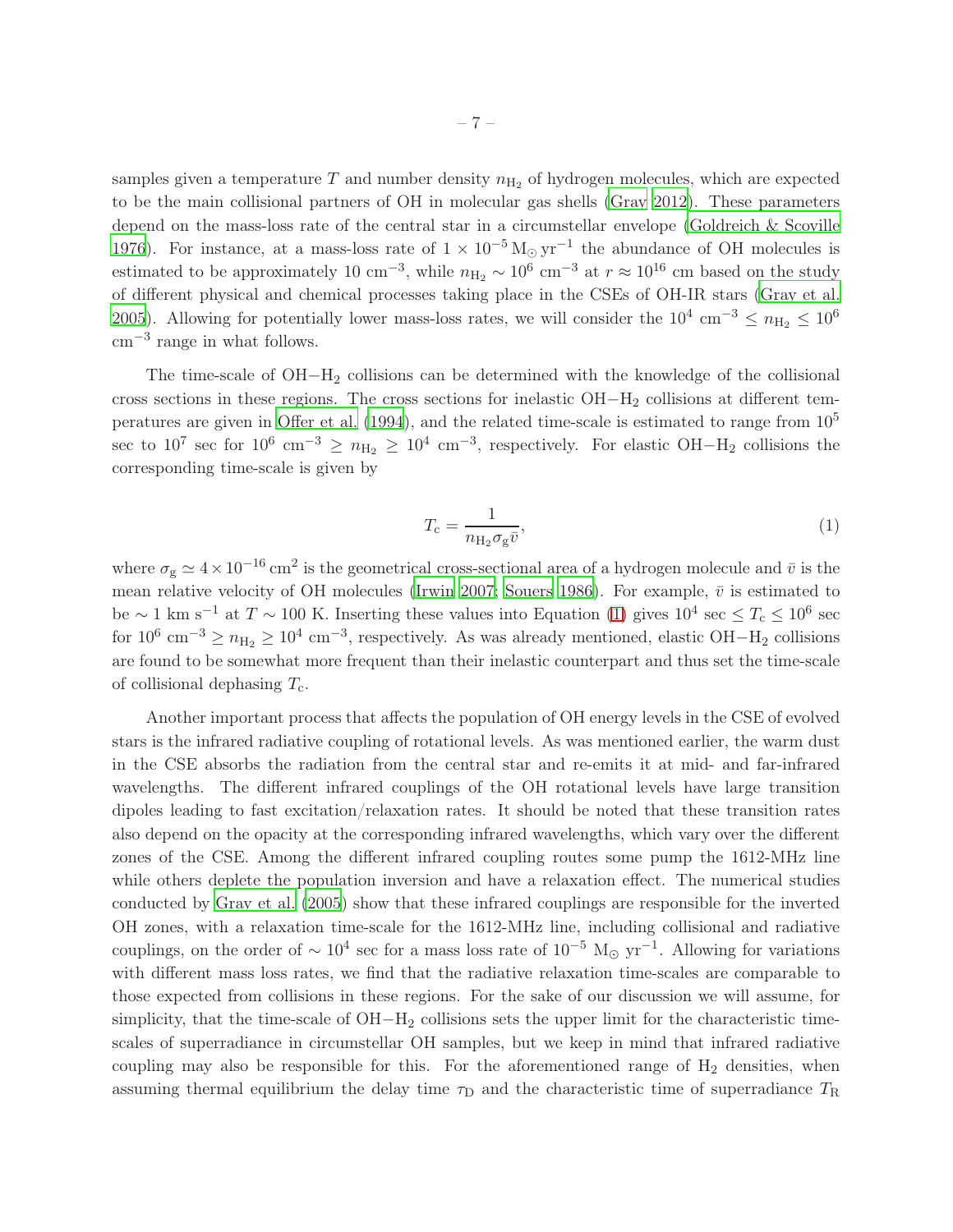samples given a temperature $T$ and number density $n_{\mathrm{H_2}}$ of hydrogen molecules, which are expected to be the main collisional partners of OH in molecular gas shells (Gray 2012). These parameters depend on the mass-loss rate of the central star in a circumstellar envelope (Goldreich & Scoville 1976). For instance, at a mass-loss rate of $1 \times 10^{-5}\,\mathrm{M_\odot\,yr^{-1}}$ the abundance of OH molecules is estimated to be approximately 10 cm$^{-3}$, while $n_{\mathrm{H_2}} \sim 10^6$ cm$^{-3}$ at $r \approx 10^{16}$ cm based on the study of different physical and chemical processes taking place in the CSEs of OH-IR stars (Gray et al. 2005). Allowing for potentially lower mass-loss rates, we will consider the $10^4$ cm$^{-3}$ $\leq n_{\mathrm{H_2}} \leq 10^6$ cm$^{-3}$ range in what follows.

The time-scale of OH$-$H$_2$ collisions can be determined with the knowledge of the collisional cross sections in these regions. The cross sections for inelastic OH$-$H$_2$ collisions at different temperatures are given in Offer et al. (1994), and the related time-scale is estimated to range from $10^5$ sec to $10^7$ sec for $10^6$ cm$^{-3}$ $\geq n_{\mathrm{H_2}} \geq 10^4$ cm$^{-3}$, respectively. For elastic OH$-$H$_2$ collisions the corresponding time-scale is given by

$$T_{\mathrm{c}} = \frac{1}{n_{\mathrm{H_2}}\sigma_{\mathrm{g}}\bar{v}}, \tag{1}$$

where $\sigma_{\mathrm{g}} \simeq 4 \times 10^{-16}\,\mathrm{cm^2}$ is the geometrical cross-sectional area of a hydrogen molecule and $\bar{v}$ is the mean relative velocity of OH molecules (Irwin 2007; Souers 1986). For example, $\bar{v}$ is estimated to be $\sim 1$ km s$^{-1}$ at $T \sim 100$ K. Inserting these values into Equation (1) gives $10^4$ sec $\leq T_{\mathrm{c}} \leq 10^6$ sec for $10^6$ cm$^{-3}$ $\geq n_{\mathrm{H_2}} \geq 10^4$ cm$^{-3}$, respectively. As was already mentioned, elastic OH$-$H$_2$ collisions are found to be somewhat more frequent than their inelastic counterpart and thus set the time-scale of collisional dephasing $T_{\mathrm{c}}$.

Another important process that affects the population of OH energy levels in the CSE of evolved stars is the infrared radiative coupling of rotational levels. As was mentioned earlier, the warm dust in the CSE absorbs the radiation from the central star and re-emits it at mid- and far-infrared wavelengths. The different infrared couplings of the OH rotational levels have large transition dipoles leading to fast excitation/relaxation rates. It should be noted that these transition rates also depend on the opacity at the corresponding infrared wavelengths, which vary over the different zones of the CSE. Among the different infrared coupling routes some pump the 1612-MHz line while others deplete the population inversion and have a relaxation effect. The numerical studies conducted by Gray et al. (2005) show that these infrared couplings are responsible for the inverted OH zones, with a relaxation time-scale for the 1612-MHz line, including collisional and radiative couplings, on the order of $\sim 10^4$ sec for a mass loss rate of $10^{-5}$ M$_\odot$ yr$^{-1}$. Allowing for variations with different mass loss rates, we find that the radiative relaxation time-scales are comparable to those expected from collisions in these regions. For the sake of our discussion we will assume, for simplicity, that the time-scale of OH$-$H$_2$ collisions sets the upper limit for the characteristic time-scales of superradiance in circumstellar OH samples, but we keep in mind that infrared radiative coupling may also be responsible for this. For the aforementioned range of H$_2$ densities, when assuming thermal equilibrium the delay time $\tau_{\mathrm{D}}$ and the characteristic time of superradiance $T_{\mathrm{R}}$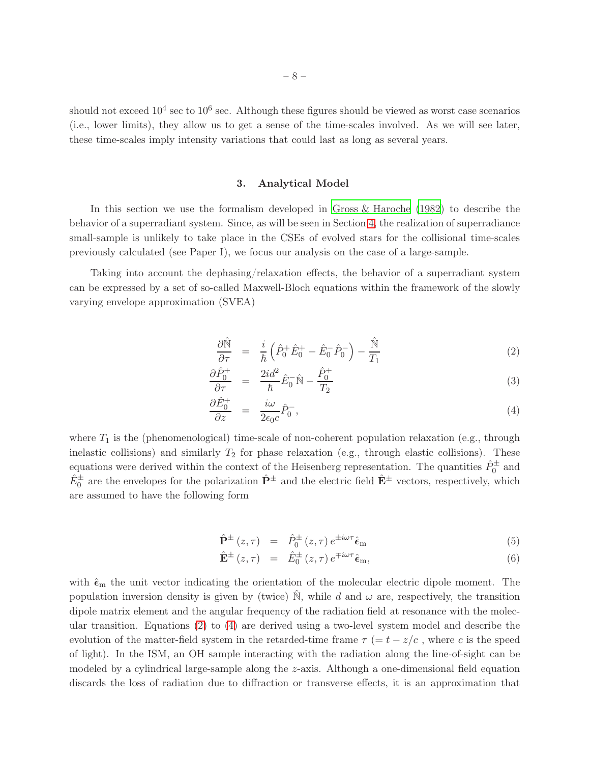should not exceed $10^4$ sec to $10^6$ sec. Although these figures should be viewed as worst case scenarios (i.e., lower limits), they allow us to get a sense of the time-scales involved. As we will see later, these time-scales imply intensity variations that could last as long as several years.

## 3. Analytical Model

In this section we use the formalism developed in Gross & Haroche (1982) to describe the behavior of a superradiant system. Since, as will be seen in Section 4, the realization of superradiance small-sample is unlikely to take place in the CSEs of evolved stars for the collisional time-scales previously calculated (see Paper I), we focus our analysis on the case of a large-sample.

Taking into account the dephasing/relaxation effects, the behavior of a superradiant system can be expressed by a set of so-called Maxwell-Bloch equations within the framework of the slowly varying envelope approximation (SVEA)

$$\frac{\partial \hat{\mathbb{N}}}{\partial \tau} = \frac{i}{\hbar}\left(\hat{P}_0^+ \hat{E}_0^+ - \hat{E}_0^- \hat{P}_0^-\right) - \frac{\hat{\mathbb{N}}}{T_1} \tag{2}$$

$$\frac{\partial \hat{P}_0^+}{\partial \tau} = \frac{2id^2}{\hbar}\hat{E}_0^- \hat{\mathbb{N}} - \frac{\hat{P}_0^+}{T_2} \tag{3}$$

$$\frac{\partial \hat{E}_0^+}{\partial z} = \frac{i\omega}{2\epsilon_0 c}\hat{P}_0^-, \tag{4}$$

where $T_1$ is the (phenomenological) time-scale of non-coherent population relaxation (e.g., through inelastic collisions) and similarly $T_2$ for phase relaxation (e.g., through elastic collisions). These equations were derived within the context of the Heisenberg representation. The quantities $\hat{P}_0^\pm$ and $\hat{E}_0^\pm$ are the envelopes for the polarization $\hat{\mathbf{P}}^\pm$ and the electric field $\hat{\mathbf{E}}^\pm$ vectors, respectively, which are assumed to have the following form

$$\hat{\mathbf{P}}^\pm(z,\tau) = \hat{P}_0^\pm(z,\tau)\, e^{\pm i\omega\tau}\hat{\boldsymbol{\epsilon}}_\mathrm{m} \tag{5}$$

$$\hat{\mathbf{E}}^\pm(z,\tau) = \hat{E}_0^\pm(z,\tau)\, e^{\mp i\omega\tau}\hat{\boldsymbol{\epsilon}}_\mathrm{m}, \tag{6}$$

with $\hat{\boldsymbol{\epsilon}}_\mathrm{m}$ the unit vector indicating the orientation of the molecular electric dipole moment. The population inversion density is given by (twice) $\hat{\mathbb{N}}$, while $d$ and $\omega$ are, respectively, the transition dipole matrix element and the angular frequency of the radiation field at resonance with the molecular transition. Equations (2) to (4) are derived using a two-level system model and describe the evolution of the matter-field system in the retarded-time frame $\tau$ ($= t - z/c$ , where $c$ is the speed of light). In the ISM, an OH sample interacting with the radiation along the line-of-sight can be modeled by a cylindrical large-sample along the $z$-axis. Although a one-dimensional field equation discards the loss of radiation due to diffraction or transverse effects, it is an approximation that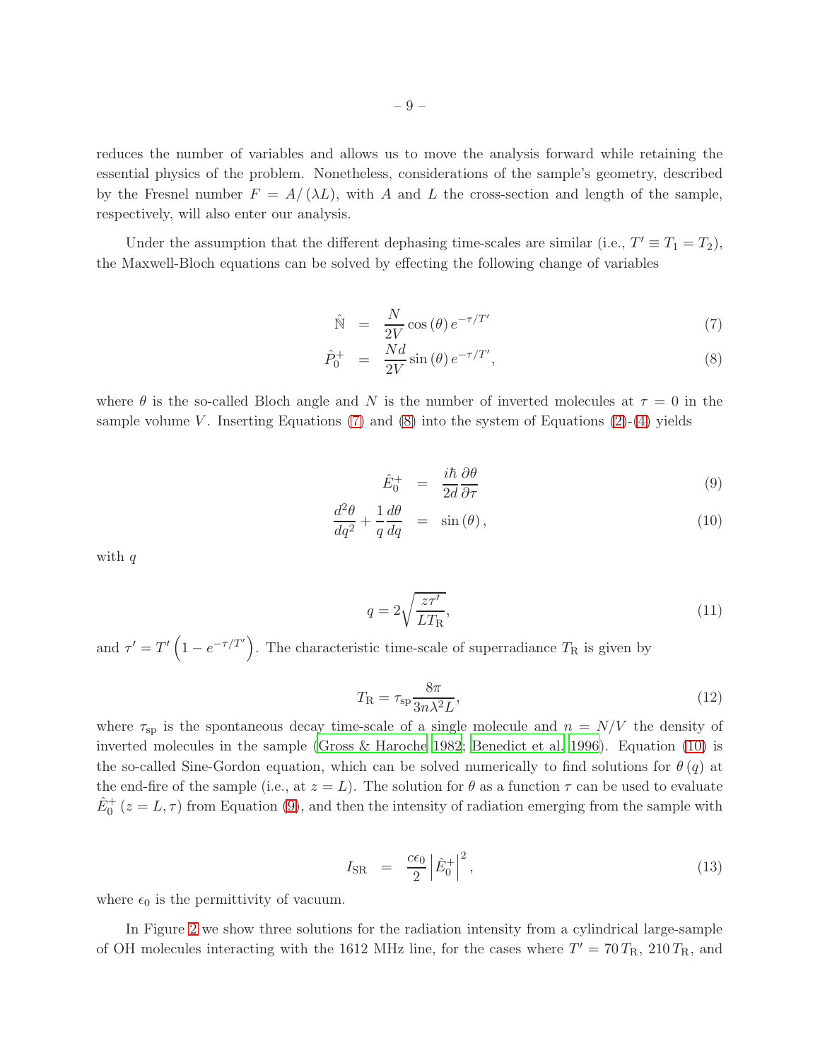reduces the number of variables and allows us to move the analysis forward while retaining the essential physics of the problem. Nonetheless, considerations of the sample's geometry, described by the Fresnel number $F = A/(\lambda L)$, with $A$ and $L$ the cross-section and length of the sample, respectively, will also enter our analysis.

Under the assumption that the different dephasing time-scales are similar (i.e., $T' \equiv T_1 = T_2$), the Maxwell-Bloch equations can be solved by effecting the following change of variables

$$\hat{\mathbb{N}} = \frac{N}{2V} \cos(\theta) e^{-\tau/T'} \tag{7}$$

$$\hat{P}_0^+ = \frac{Nd}{2V} \sin(\theta) e^{-\tau/T'}, \tag{8}$$

where $\theta$ is the so-called Bloch angle and $N$ is the number of inverted molecules at $\tau = 0$ in the sample volume $V$. Inserting Equations (7) and (8) into the system of Equations (2)-(4) yields

$$\hat{E}_0^+ = \frac{i\hbar}{2d} \frac{\partial \theta}{\partial \tau} \tag{9}$$

$$\frac{d^2\theta}{dq^2} + \frac{1}{q}\frac{d\theta}{dq} = \sin(\theta), \tag{10}$$

with $q$

$$q = 2\sqrt{\frac{z\tau'}{LT_{\mathrm{R}}}}, \tag{11}$$

and $\tau' = T'\left(1 - e^{-\tau/T'}\right)$. The characteristic time-scale of superradiance $T_{\mathrm{R}}$ is given by

$$T_{\mathrm{R}} = \tau_{\mathrm{sp}} \frac{8\pi}{3n\lambda^2 L}, \tag{12}$$

where $\tau_{\mathrm{sp}}$ is the spontaneous decay time-scale of a single molecule and $n = N/V$ the density of inverted molecules in the sample (Gross & Haroche 1982; Benedict et al. 1996). Equation (10) is the so-called Sine-Gordon equation, which can be solved numerically to find solutions for $\theta(q)$ at the end-fire of the sample (i.e., at $z = L$). The solution for $\theta$ as a function $\tau$ can be used to evaluate $\hat{E}_0^+(z = L, \tau)$ from Equation (9), and then the intensity of radiation emerging from the sample with

$$I_{\mathrm{SR}} = \frac{c\epsilon_0}{2}\left|\hat{E}_0^+\right|^2, \tag{13}$$

where $\epsilon_0$ is the permittivity of vacuum.

In Figure 2 we show three solutions for the radiation intensity from a cylindrical large-sample of OH molecules interacting with the 1612 MHz line, for the cases where $T' = 70\,T_{\mathrm{R}}$, $210\,T_{\mathrm{R}}$, and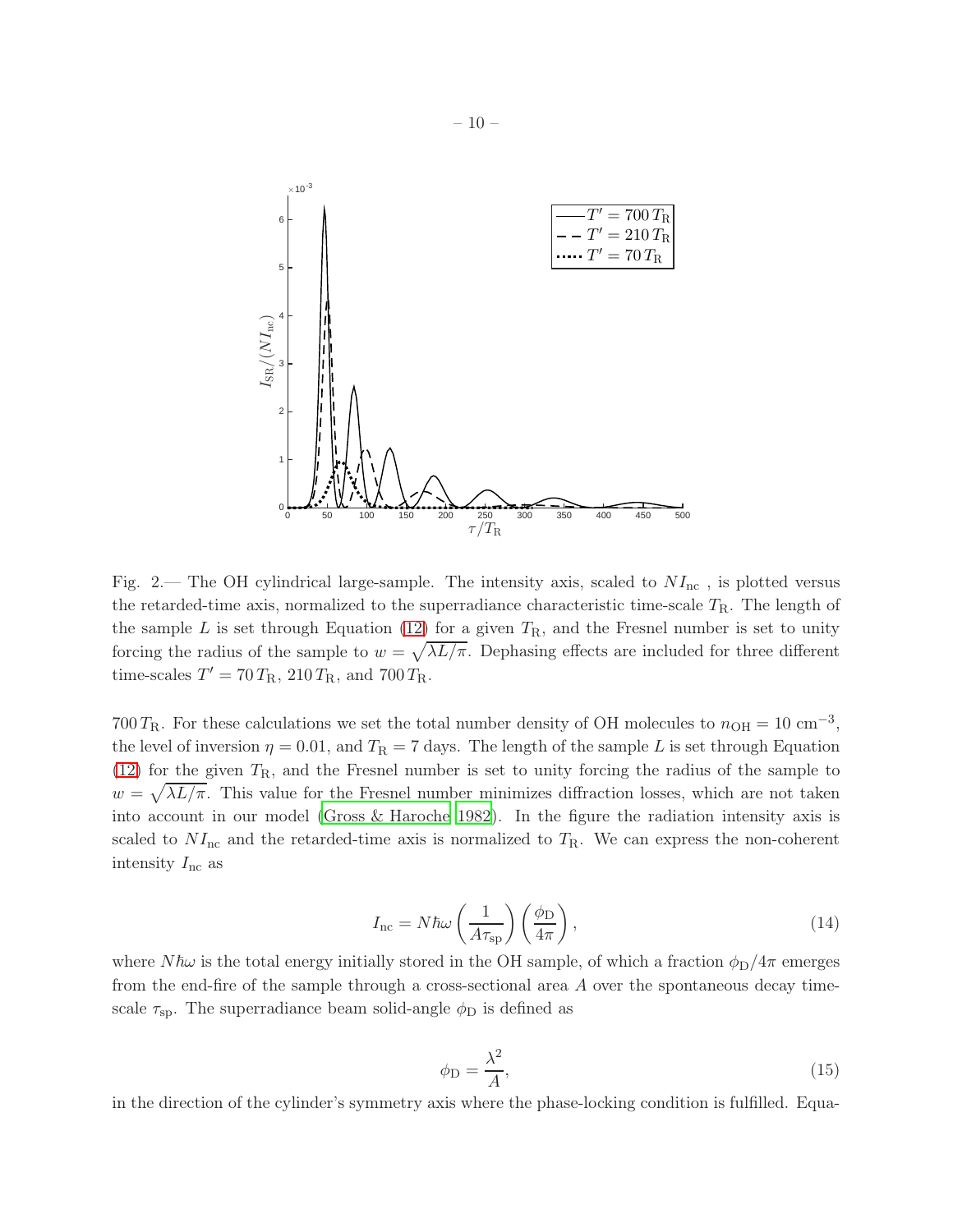Fig. 2.— The OH cylindrical large-sample. The intensity axis, scaled to $NI_{\rm nc}$ , is plotted versus the retarded-time axis, normalized to the superradiance characteristic time-scale $T_{\rm R}$. The length of the sample $L$ is set through Equation (12) for a given $T_{\rm R}$, and the Fresnel number is set to unity forcing the radius of the sample to $w = \sqrt{\lambda L/\pi}$. Dephasing effects are included for three different time-scales $T' = 70\,T_{\rm R}$, $210\,T_{\rm R}$, and $700\,T_{\rm R}$.

$700\,T_{\rm R}$. For these calculations we set the total number density of OH molecules to $n_{\rm OH} = 10$ cm$^{-3}$, the level of inversion $\eta = 0.01$, and $T_{\rm R} = 7$ days. The length of the sample $L$ is set through Equation (12) for the given $T_{\rm R}$, and the Fresnel number is set to unity forcing the radius of the sample to $w = \sqrt{\lambda L/\pi}$. This value for the Fresnel number minimizes diffraction losses, which are not taken into account in our model (Gross & Haroche 1982). In the figure the radiation intensity axis is scaled to $NI_{\rm nc}$ and the retarded-time axis is normalized to $T_{\rm R}$. We can express the non-coherent intensity $I_{\rm nc}$ as

$$I_{\rm nc} = N\hbar\omega \left(\frac{1}{A\tau_{\rm sp}}\right)\left(\frac{\phi_{\rm D}}{4\pi}\right), \tag{14}$$

where $N\hbar\omega$ is the total energy initially stored in the OH sample, of which a fraction $\phi_{\rm D}/4\pi$ emerges from the end-fire of the sample through a cross-sectional area $A$ over the spontaneous decay time-scale $\tau_{\rm sp}$. The superradiance beam solid-angle $\phi_{\rm D}$ is defined as

$$\phi_{\rm D} = \frac{\lambda^2}{A}, \tag{15}$$

in the direction of the cylinder's symmetry axis where the phase-locking condition is fulfilled. Equa-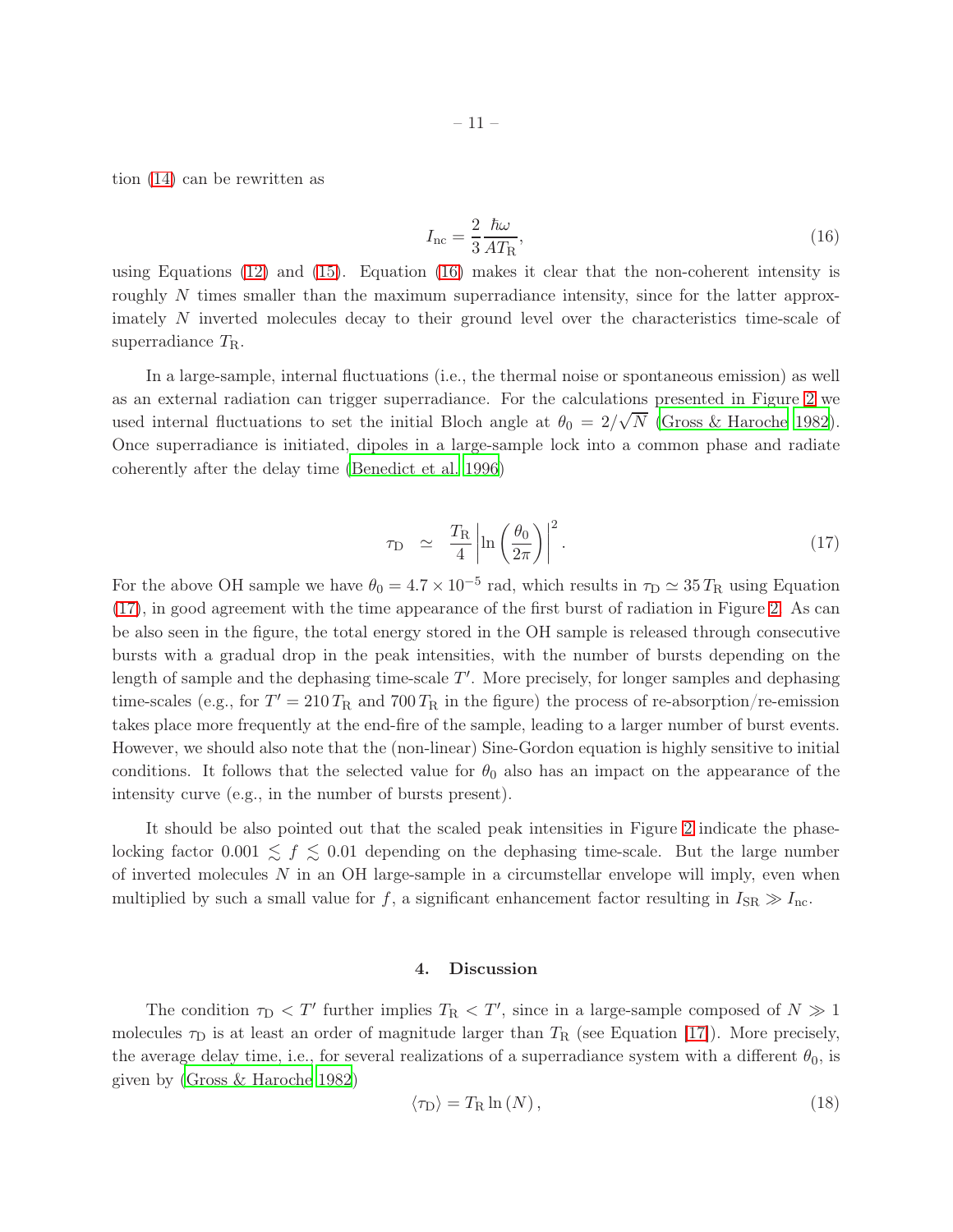tion (14) can be rewritten as

$$I_{\mathrm{nc}} = \frac{2}{3}\frac{\hbar\omega}{AT_{\mathrm{R}}}, \tag{16}$$

using Equations (12) and (15). Equation (16) makes it clear that the non-coherent intensity is roughly $N$ times smaller than the maximum superradiance intensity, since for the latter approximately $N$ inverted molecules decay to their ground level over the characteristics time-scale of superradiance $T_{\mathrm{R}}$.

In a large-sample, internal fluctuations (i.e., the thermal noise or spontaneous emission) as well as an external radiation can trigger superradiance. For the calculations presented in Figure 2 we used internal fluctuations to set the initial Bloch angle at $\theta_0 = 2/\sqrt{N}$ (Gross & Haroche 1982). Once superradiance is initiated, dipoles in a large-sample lock into a common phase and radiate coherently after the delay time (Benedict et al. 1996)

$$\tau_{\mathrm{D}} \simeq \frac{T_{\mathrm{R}}}{4}\left|\ln\left(\frac{\theta_0}{2\pi}\right)\right|^2. \tag{17}$$

For the above OH sample we have $\theta_0 = 4.7 \times 10^{-5}$ rad, which results in $\tau_{\mathrm{D}} \simeq 35\,T_{\mathrm{R}}$ using Equation (17), in good agreement with the time appearance of the first burst of radiation in Figure 2. As can be also seen in the figure, the total energy stored in the OH sample is released through consecutive bursts with a gradual drop in the peak intensities, with the number of bursts depending on the length of sample and the dephasing time-scale $T'$. More precisely, for longer samples and dephasing time-scales (e.g., for $T' = 210\,T_{\mathrm{R}}$ and $700\,T_{\mathrm{R}}$ in the figure) the process of re-absorption/re-emission takes place more frequently at the end-fire of the sample, leading to a larger number of burst events. However, we should also note that the (non-linear) Sine-Gordon equation is highly sensitive to initial conditions. It follows that the selected value for $\theta_0$ also has an impact on the appearance of the intensity curve (e.g., in the number of bursts present).

It should be also pointed out that the scaled peak intensities in Figure 2 indicate the phase-locking factor $0.001 \lesssim f \lesssim 0.01$ depending on the dephasing time-scale. But the large number of inverted molecules $N$ in an OH large-sample in a circumstellar envelope will imply, even when multiplied by such a small value for $f$, a significant enhancement factor resulting in $I_{\mathrm{SR}} \gg I_{\mathrm{nc}}$.

## 4. Discussion

The condition $\tau_{\mathrm{D}} < T'$ further implies $T_{\mathrm{R}} < T'$, since in a large-sample composed of $N \gg 1$ molecules $\tau_{\mathrm{D}}$ is at least an order of magnitude larger than $T_{\mathrm{R}}$ (see Equation (17)). More precisely, the average delay time, i.e., for several realizations of a superradiance system with a different $\theta_0$, is given by (Gross & Haroche 1982)

$$\langle\tau_{\mathrm{D}}\rangle = T_{\mathrm{R}}\ln\left(N\right), \tag{18}$$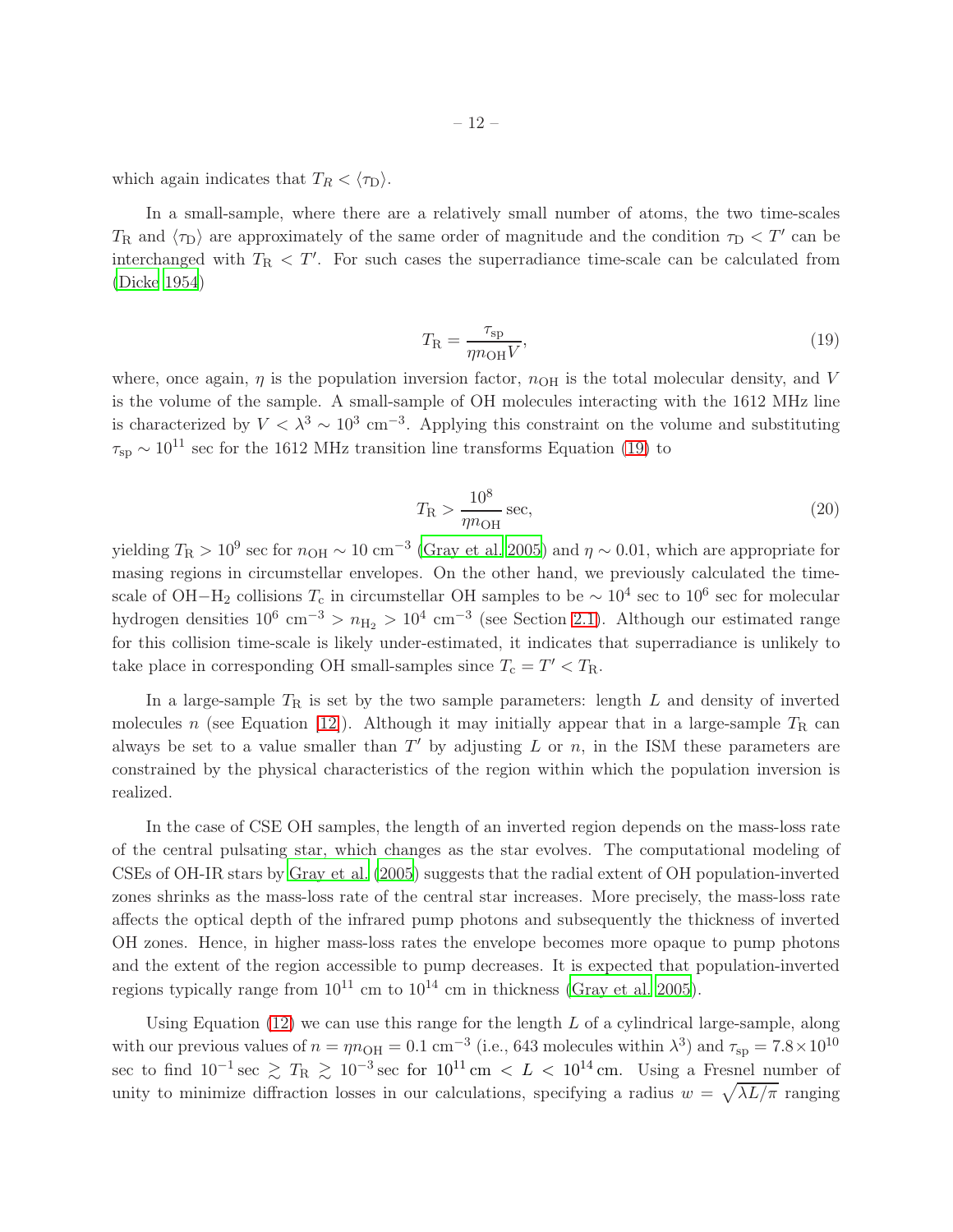which again indicates that $T_R < \langle \tau_{\rm D} \rangle$.

In a small-sample, where there are a relatively small number of atoms, the two time-scales $T_{\rm R}$ and $\langle \tau_{\rm D} \rangle$ are approximately of the same order of magnitude and the condition $\tau_{\rm D} < T'$ can be interchanged with $T_{\rm R} < T'$. For such cases the superradiance time-scale can be calculated from (Dicke 1954)

$$T_{\rm R} = \frac{\tau_{\rm sp}}{\eta n_{\rm OH} V}, \tag{19}$$

where, once again, $\eta$ is the population inversion factor, $n_{\rm OH}$ is the total molecular density, and $V$ is the volume of the sample. A small-sample of OH molecules interacting with the 1612 MHz line is characterized by $V < \lambda^3 \sim 10^3 \text{ cm}^{-3}$. Applying this constraint on the volume and substituting $\tau_{\rm sp} \sim 10^{11}$ sec for the 1612 MHz transition line transforms Equation (19) to

$$T_{\rm R} > \frac{10^8}{\eta n_{\rm OH}} \text{ sec}, \tag{20}$$

yielding $T_{\rm R} > 10^9$ sec for $n_{\rm OH} \sim 10 \text{ cm}^{-3}$ (Gray et al. 2005) and $\eta \sim 0.01$, which are appropriate for masing regions in circumstellar envelopes. On the other hand, we previously calculated the time-scale of OH$-$H$_2$ collisions $T_{\rm c}$ in circumstellar OH samples to be $\sim 10^4$ sec to $10^6$ sec for molecular hydrogen densities $10^6 \text{ cm}^{-3} > n_{\rm H_2} > 10^4 \text{ cm}^{-3}$ (see Section 2.1). Although our estimated range for this collision time-scale is likely under-estimated, it indicates that superradiance is unlikely to take place in corresponding OH small-samples since $T_{\rm c} = T' < T_{\rm R}$.

In a large-sample $T_{\rm R}$ is set by the two sample parameters: length $L$ and density of inverted molecules $n$ (see Equation (12)). Although it may initially appear that in a large-sample $T_{\rm R}$ can always be set to a value smaller than $T'$ by adjusting $L$ or $n$, in the ISM these parameters are constrained by the physical characteristics of the region within which the population inversion is realized.

In the case of CSE OH samples, the length of an inverted region depends on the mass-loss rate of the central pulsating star, which changes as the star evolves. The computational modeling of CSEs of OH-IR stars by Gray et al. (2005) suggests that the radial extent of OH population-inverted zones shrinks as the mass-loss rate of the central star increases. More precisely, the mass-loss rate affects the optical depth of the infrared pump photons and subsequently the thickness of inverted OH zones. Hence, in higher mass-loss rates the envelope becomes more opaque to pump photons and the extent of the region accessible to pump decreases. It is expected that population-inverted regions typically range from $10^{11}$ cm to $10^{14}$ cm in thickness (Gray et al. 2005).

Using Equation (12) we can use this range for the length $L$ of a cylindrical large-sample, along with our previous values of $n = \eta n_{\rm OH} = 0.1 \text{ cm}^{-3}$ (i.e., 643 molecules within $\lambda^3$) and $\tau_{\rm sp} = 7.8 \times 10^{10}$ sec to find $10^{-1} \text{ sec} \gtrsim T_{\rm R} \gtrsim 10^{-3} \text{ sec}$ for $10^{11} \text{ cm} < L < 10^{14} \text{ cm}$. Using a Fresnel number of unity to minimize diffraction losses in our calculations, specifying a radius $w = \sqrt{\lambda L / \pi}$ ranging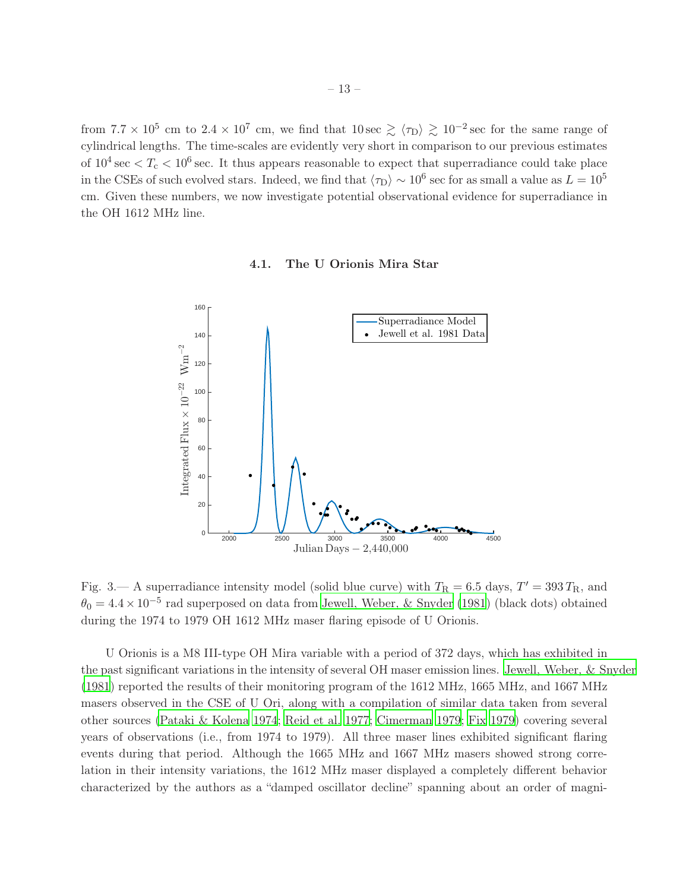from $7.7 \times 10^5$ cm to $2.4 \times 10^7$ cm, we find that $10\,\text{sec} \gtrsim \langle \tau_\text{D} \rangle \gtrsim 10^{-2}\,\text{sec}$ for the same range of cylindrical lengths. The time-scales are evidently very short in comparison to our previous estimates of $10^4\,\text{sec} < T_\text{c} < 10^6\,\text{sec}$. It thus appears reasonable to expect that superradiance could take place in the CSEs of such evolved stars. Indeed, we find that $\langle \tau_\text{D} \rangle \sim 10^6$ sec for as small a value as $L = 10^5$ cm. Given these numbers, we now investigate potential observational evidence for superradiance in the OH 1612 MHz line.

### 4.1. The U Orionis Mira Star

Fig. 3.— A superradiance intensity model (solid blue curve) with $T_\text{R} = 6.5$ days, $T' = 393\,T_\text{R}$, and $\theta_0 = 4.4 \times 10^{-5}$ rad superposed on data from Jewell, Weber, & Snyder (1981) (black dots) obtained during the 1974 to 1979 OH 1612 MHz maser flaring episode of U Orionis.

U Orionis is a M8 III-type OH Mira variable with a period of 372 days, which has exhibited in the past significant variations in the intensity of several OH maser emission lines. Jewell, Weber, & Snyder (1981) reported the results of their monitoring program of the 1612 MHz, 1665 MHz, and 1667 MHz masers observed in the CSE of U Ori, along with a compilation of similar data taken from several other sources (Pataki & Kolena 1974; Reid et al. 1977; Cimerman 1979; Fix 1979) covering several years of observations (i.e., from 1974 to 1979). All three maser lines exhibited significant flaring events during that period. Although the 1665 MHz and 1667 MHz masers showed strong correlation in their intensity variations, the 1612 MHz maser displayed a completely different behavior characterized by the authors as a "damped oscillator decline" spanning about an order of magni-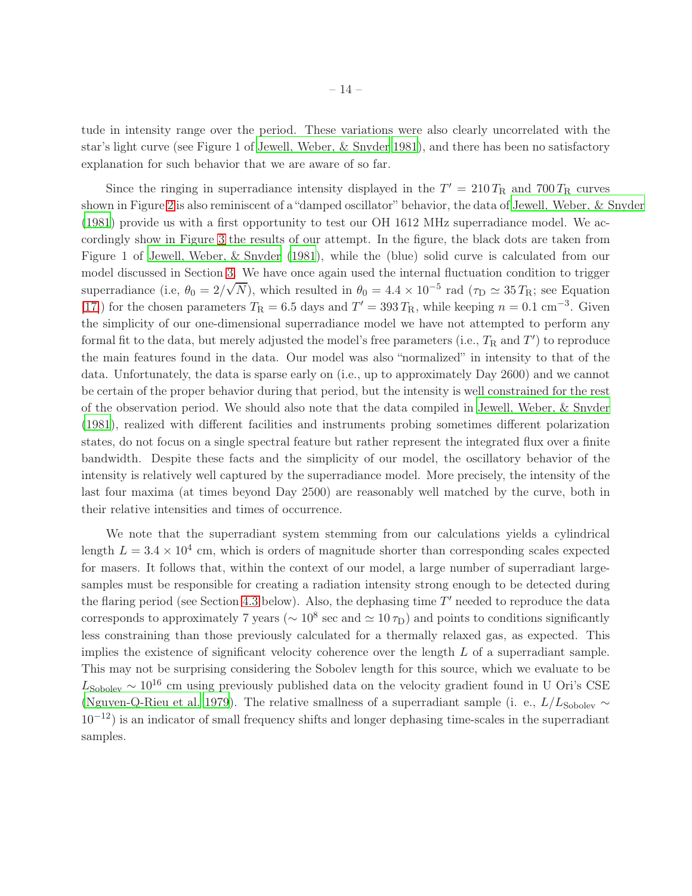tude in intensity range over the period. These variations were also clearly uncorrelated with the star's light curve (see Figure 1 of Jewell, Weber, & Snyder 1981), and there has been no satisfactory explanation for such behavior that we are aware of so far.

Since the ringing in superradiance intensity displayed in the $T' = 210\,T_{\rm R}$ and $700\,T_{\rm R}$ curves shown in Figure 2 is also reminiscent of a "damped oscillator" behavior, the data of Jewell, Weber, & Snyder (1981) provide us with a first opportunity to test our OH 1612 MHz superradiance model. We accordingly show in Figure 3 the results of our attempt. In the figure, the black dots are taken from Figure 1 of Jewell, Weber, & Snyder (1981), while the (blue) solid curve is calculated from our model discussed in Section 3. We have once again used the internal fluctuation condition to trigger superradiance (i.e, $\theta_0 = 2/\sqrt{N}$), which resulted in $\theta_0 = 4.4 \times 10^{-5}$ rad ($\tau_{\rm D} \simeq 35\,T_{\rm R}$; see Equation [17]) for the chosen parameters $T_{\rm R} = 6.5$ days and $T' = 393\,T_{\rm R}$, while keeping $n = 0.1$ cm$^{-3}$. Given the simplicity of our one-dimensional superradiance model we have not attempted to perform any formal fit to the data, but merely adjusted the model's free parameters (i.e., $T_{\rm R}$ and $T'$) to reproduce the main features found in the data. Our model was also "normalized" in intensity to that of the data. Unfortunately, the data is sparse early on (i.e., up to approximately Day 2600) and we cannot be certain of the proper behavior during that period, but the intensity is well constrained for the rest of the observation period. We should also note that the data compiled in Jewell, Weber, & Snyder (1981), realized with different facilities and instruments probing sometimes different polarization states, do not focus on a single spectral feature but rather represent the integrated flux over a finite bandwidth. Despite these facts and the simplicity of our model, the oscillatory behavior of the intensity is relatively well captured by the superradiance model. More precisely, the intensity of the last four maxima (at times beyond Day 2500) are reasonably well matched by the curve, both in their relative intensities and times of occurrence.

We note that the superradiant system stemming from our calculations yields a cylindrical length $L = 3.4 \times 10^4$ cm, which is orders of magnitude shorter than corresponding scales expected for masers. It follows that, within the context of our model, a large number of superradiant large-samples must be responsible for creating a radiation intensity strong enough to be detected during the flaring period (see Section 4.3 below). Also, the dephasing time $T'$ needed to reproduce the data corresponds to approximately 7 years ($\sim 10^8$ sec and $\simeq 10\,\tau_{\rm D}$) and points to conditions significantly less constraining than those previously calculated for a thermally relaxed gas, as expected. This implies the existence of significant velocity coherence over the length $L$ of a superradiant sample. This may not be surprising considering the Sobolev length for this source, which we evaluate to be $L_{\rm Sobolev} \sim 10^{16}$ cm using previously published data on the velocity gradient found in U Ori's CSE (Nguyen-Q-Rieu et al. 1979). The relative smallness of a superradiant sample (i. e., $L/L_{\rm Sobolev} \sim 10^{-12}$) is an indicator of small frequency shifts and longer dephasing time-scales in the superradiant samples.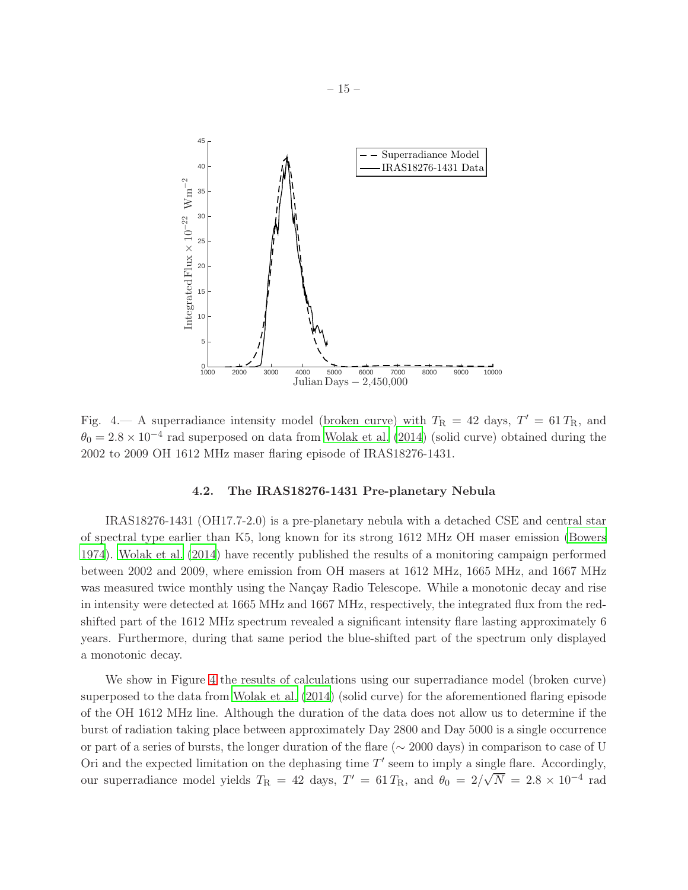Fig. 4.— A superradiance intensity model (broken curve) with $T_{\mathrm{R}} = 42$ days, $T' = 61\,T_{\mathrm{R}}$, and $\theta_0 = 2.8 \times 10^{-4}$ rad superposed on data from Wolak et al. (2014) (solid curve) obtained during the 2002 to 2009 OH 1612 MHz maser flaring episode of IRAS18276-1431.

### 4.2. The IRAS18276-1431 Pre-planetary Nebula

IRAS18276-1431 (OH17.7-2.0) is a pre-planetary nebula with a detached CSE and central star of spectral type earlier than K5, long known for its strong 1612 MHz OH maser emission (Bowers 1974). Wolak et al. (2014) have recently published the results of a monitoring campaign performed between 2002 and 2009, where emission from OH masers at 1612 MHz, 1665 MHz, and 1667 MHz was measured twice monthly using the Nançay Radio Telescope. While a monotonic decay and rise in intensity were detected at 1665 MHz and 1667 MHz, respectively, the integrated flux from the red-shifted part of the 1612 MHz spectrum revealed a significant intensity flare lasting approximately 6 years. Furthermore, during that same period the blue-shifted part of the spectrum only displayed a monotonic decay.

We show in Figure 4 the results of calculations using our superradiance model (broken curve) superposed to the data from Wolak et al. (2014) (solid curve) for the aforementioned flaring episode of the OH 1612 MHz line. Although the duration of the data does not allow us to determine if the burst of radiation taking place between approximately Day 2800 and Day 5000 is a single occurrence or part of a series of bursts, the longer duration of the flare ($\sim 2000$ days) in comparison to case of U Ori and the expected limitation on the dephasing time $T'$ seem to imply a single flare. Accordingly, our superradiance model yields $T_{\mathrm{R}} = 42$ days, $T' = 61\,T_{\mathrm{R}}$, and $\theta_0 = 2/\sqrt{N} = 2.8 \times 10^{-4}$ rad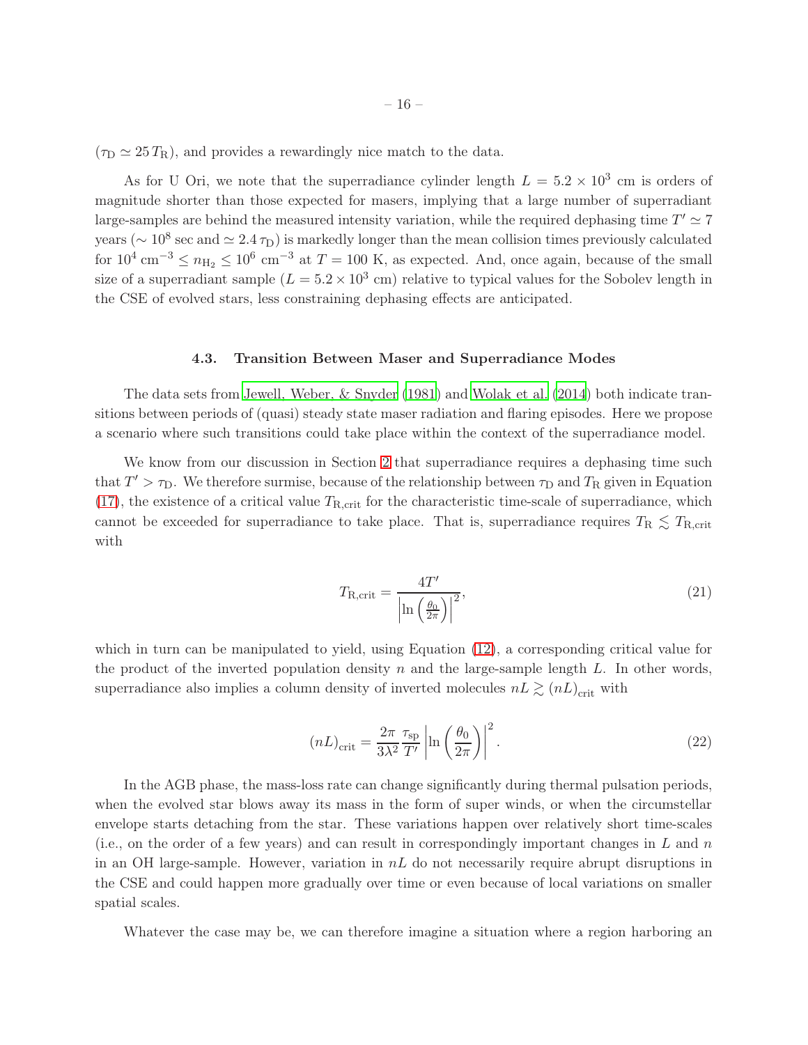($\tau_{\rm D} \simeq 25\,T_{\rm R}$), and provides a rewardingly nice match to the data.

As for U Ori, we note that the superradiance cylinder length $L = 5.2 \times 10^3$ cm is orders of magnitude shorter than those expected for masers, implying that a large number of superradiant large-samples are behind the measured intensity variation, while the required dephasing time $T' \simeq 7$ years ($\sim 10^8$ sec and $\simeq 2.4\,\tau_{\rm D}$) is markedly longer than the mean collision times previously calculated for $10^4$ cm$^{-3} \leq n_{\rm H_2} \leq 10^6$ cm$^{-3}$ at $T = 100$ K, as expected. And, once again, because of the small size of a superradiant sample ($L = 5.2 \times 10^3$ cm) relative to typical values for the Sobolev length in the CSE of evolved stars, less constraining dephasing effects are anticipated.

### 4.3. Transition Between Maser and Superradiance Modes

The data sets from Jewell, Weber, & Snyder (1981) and Wolak et al. (2014) both indicate transitions between periods of (quasi) steady state maser radiation and flaring episodes. Here we propose a scenario where such transitions could take place within the context of the superradiance model.

We know from our discussion in Section 2 that superradiance requires a dephasing time such that $T' > \tau_{\rm D}$. We therefore surmise, because of the relationship between $\tau_{\rm D}$ and $T_{\rm R}$ given in Equation (17), the existence of a critical value $T_{\rm R,crit}$ for the characteristic time-scale of superradiance, which cannot be exceeded for superradiance to take place. That is, superradiance requires $T_{\rm R} \lesssim T_{\rm R,crit}$ with

$$T_{\rm R,crit} = \frac{4T'}{\left|\ln\left(\frac{\theta_0}{2\pi}\right)\right|^2}, \tag{21}$$

which in turn can be manipulated to yield, using Equation (12), a corresponding critical value for the product of the inverted population density $n$ and the large-sample length $L$. In other words, superradiance also implies a column density of inverted molecules $nL \gtrsim (nL)_{\rm crit}$ with

$$(nL)_{\rm crit} = \frac{2\pi}{3\lambda^2}\frac{\tau_{\rm sp}}{T'}\left|\ln\left(\frac{\theta_0}{2\pi}\right)\right|^2. \tag{22}$$

In the AGB phase, the mass-loss rate can change significantly during thermal pulsation periods, when the evolved star blows away its mass in the form of super winds, or when the circumstellar envelope starts detaching from the star. These variations happen over relatively short time-scales (i.e., on the order of a few years) and can result in correspondingly important changes in $L$ and $n$ in an OH large-sample. However, variation in $nL$ do not necessarily require abrupt disruptions in the CSE and could happen more gradually over time or even because of local variations on smaller spatial scales.

Whatever the case may be, we can therefore imagine a situation where a region harboring an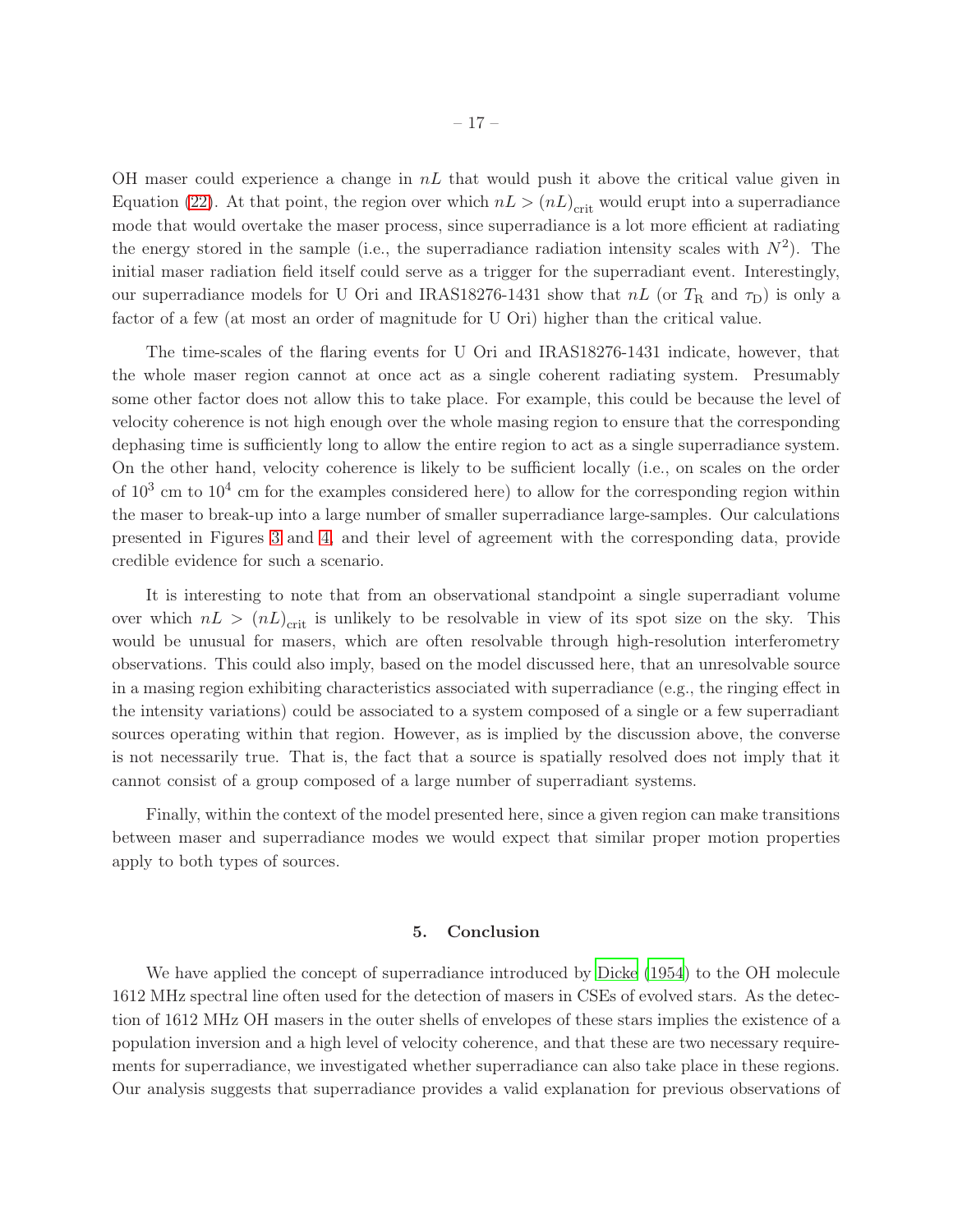OH maser could experience a change in $nL$ that would push it above the critical value given in Equation (22). At that point, the region over which $nL > (nL)_{\rm crit}$ would erupt into a superradiance mode that would overtake the maser process, since superradiance is a lot more efficient at radiating the energy stored in the sample (i.e., the superradiance radiation intensity scales with $N^2$). The initial maser radiation field itself could serve as a trigger for the superradiant event. Interestingly, our superradiance models for U Ori and IRAS18276-1431 show that $nL$ (or $T_{\rm R}$ and $\tau_{\rm D}$) is only a factor of a few (at most an order of magnitude for U Ori) higher than the critical value.

The time-scales of the flaring events for U Ori and IRAS18276-1431 indicate, however, that the whole maser region cannot at once act as a single coherent radiating system. Presumably some other factor does not allow this to take place. For example, this could be because the level of velocity coherence is not high enough over the whole masing region to ensure that the corresponding dephasing time is sufficiently long to allow the entire region to act as a single superradiance system. On the other hand, velocity coherence is likely to be sufficient locally (i.e., on scales on the order of $10^3$ cm to $10^4$ cm for the examples considered here) to allow for the corresponding region within the maser to break-up into a large number of smaller superradiance large-samples. Our calculations presented in Figures 3 and 4, and their level of agreement with the corresponding data, provide credible evidence for such a scenario.

It is interesting to note that from an observational standpoint a single superradiant volume over which $nL > (nL)_{\rm crit}$ is unlikely to be resolvable in view of its spot size on the sky. This would be unusual for masers, which are often resolvable through high-resolution interferometry observations. This could also imply, based on the model discussed here, that an unresolvable source in a masing region exhibiting characteristics associated with superradiance (e.g., the ringing effect in the intensity variations) could be associated to a system composed of a single or a few superradiant sources operating within that region. However, as is implied by the discussion above, the converse is not necessarily true. That is, the fact that a source is spatially resolved does not imply that it cannot consist of a group composed of a large number of superradiant systems.

Finally, within the context of the model presented here, since a given region can make transitions between maser and superradiance modes we would expect that similar proper motion properties apply to both types of sources.

## 5. Conclusion

We have applied the concept of superradiance introduced by Dicke (1954) to the OH molecule 1612 MHz spectral line often used for the detection of masers in CSEs of evolved stars. As the detection of 1612 MHz OH masers in the outer shells of envelopes of these stars implies the existence of a population inversion and a high level of velocity coherence, and that these are two necessary requirements for superradiance, we investigated whether superradiance can also take place in these regions. Our analysis suggests that superradiance provides a valid explanation for previous observations of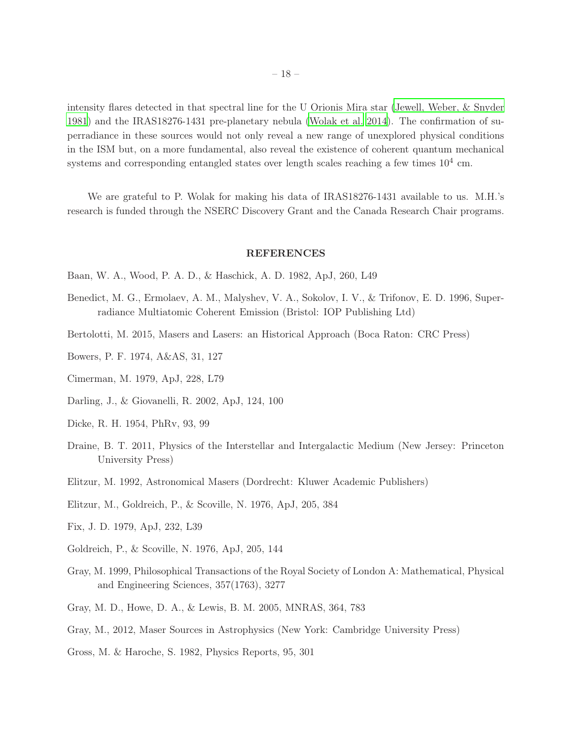intensity flares detected in that spectral line for the U Orionis Mira star (Jewell, Weber, & Snyder 1981) and the IRAS18276-1431 pre-planetary nebula (Wolak et al. 2014). The confirmation of superradiance in these sources would not only reveal a new range of unexplored physical conditions in the ISM but, on a more fundamental, also reveal the existence of coherent quantum mechanical systems and corresponding entangled states over length scales reaching a few times $10^4$ cm.

We are grateful to P. Wolak for making his data of IRAS18276-1431 available to us. M.H.'s research is funded through the NSERC Discovery Grant and the Canada Research Chair programs.

## REFERENCES

Baan, W. A., Wood, P. A. D., & Haschick, A. D. 1982, ApJ, 260, L49

Benedict, M. G., Ermolaev, A. M., Malyshev, V. A., Sokolov, I. V., & Trifonov, E. D. 1996, Superradiance Multiatomic Coherent Emission (Bristol: IOP Publishing Ltd)

Bertolotti, M. 2015, Masers and Lasers: an Historical Approach (Boca Raton: CRC Press)

Bowers, P. F. 1974, A&AS, 31, 127

Cimerman, M. 1979, ApJ, 228, L79

Darling, J., & Giovanelli, R. 2002, ApJ, 124, 100

Dicke, R. H. 1954, PhRv, 93, 99

Draine, B. T. 2011, Physics of the Interstellar and Intergalactic Medium (New Jersey: Princeton University Press)

Elitzur, M. 1992, Astronomical Masers (Dordrecht: Kluwer Academic Publishers)

Elitzur, M., Goldreich, P., & Scoville, N. 1976, ApJ, 205, 384

Fix, J. D. 1979, ApJ, 232, L39

Goldreich, P., & Scoville, N. 1976, ApJ, 205, 144

Gray, M. 1999, Philosophical Transactions of the Royal Society of London A: Mathematical, Physical and Engineering Sciences, 357(1763), 3277

Gray, M. D., Howe, D. A., & Lewis, B. M. 2005, MNRAS, 364, 783

Gray, M., 2012, Maser Sources in Astrophysics (New York: Cambridge University Press)

Gross, M. & Haroche, S. 1982, Physics Reports, 95, 301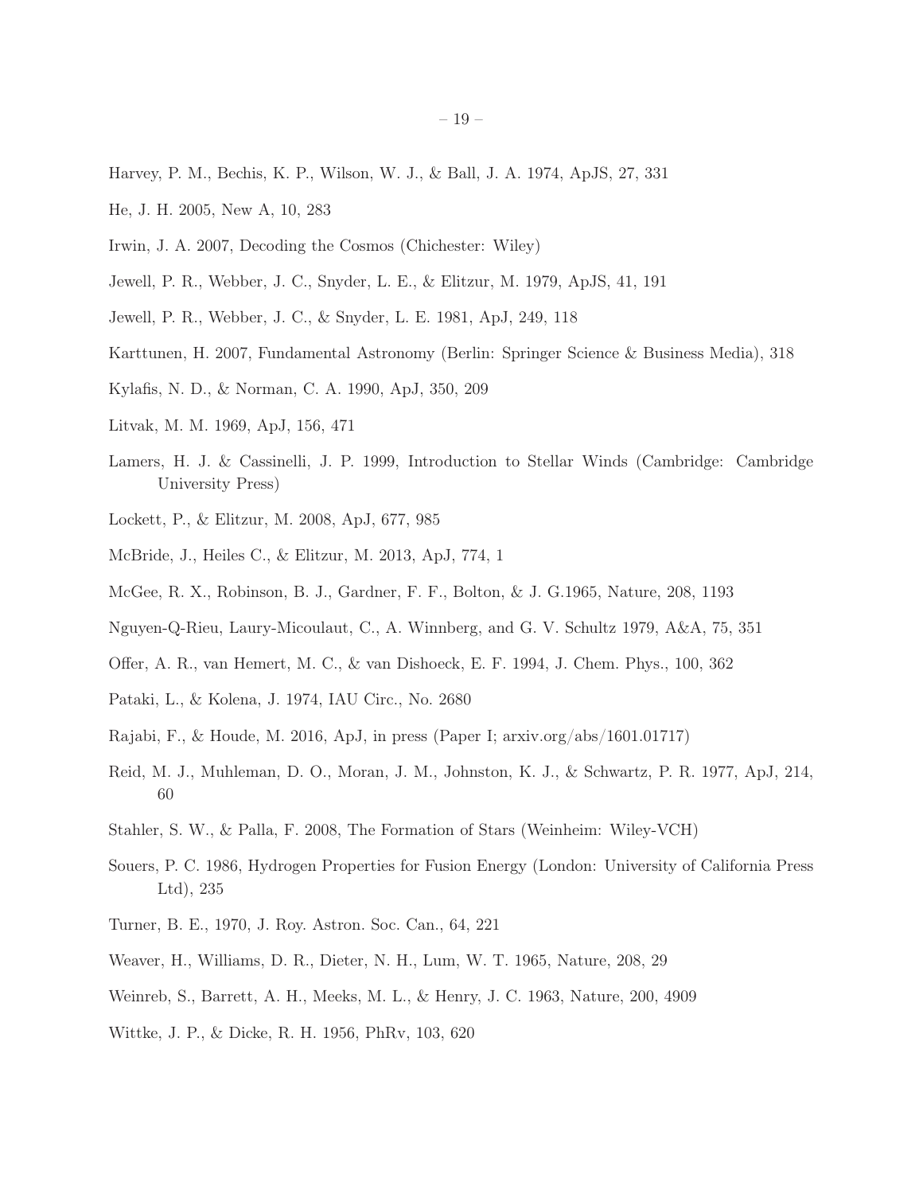Harvey, P. M., Bechis, K. P., Wilson, W. J., & Ball, J. A. 1974, ApJS, 27, 331

He, J. H. 2005, New A, 10, 283

Irwin, J. A. 2007, Decoding the Cosmos (Chichester: Wiley)

Jewell, P. R., Webber, J. C., Snyder, L. E., & Elitzur, M. 1979, ApJS, 41, 191

Jewell, P. R., Webber, J. C., & Snyder, L. E. 1981, ApJ, 249, 118

Karttunen, H. 2007, Fundamental Astronomy (Berlin: Springer Science & Business Media), 318

Kylafis, N. D., & Norman, C. A. 1990, ApJ, 350, 209

Litvak, M. M. 1969, ApJ, 156, 471

Lamers, H. J. & Cassinelli, J. P. 1999, Introduction to Stellar Winds (Cambridge: Cambridge University Press)

Lockett, P., & Elitzur, M. 2008, ApJ, 677, 985

McBride, J., Heiles C., & Elitzur, M. 2013, ApJ, 774, 1

McGee, R. X., Robinson, B. J., Gardner, F. F., Bolton, & J. G.1965, Nature, 208, 1193

Nguyen-Q-Rieu, Laury-Micoulaut, C., A. Winnberg, and G. V. Schultz 1979, A&A, 75, 351

Offer, A. R., van Hemert, M. C., & van Dishoeck, E. F. 1994, J. Chem. Phys., 100, 362

Pataki, L., & Kolena, J. 1974, IAU Circ., No. 2680

Rajabi, F., & Houde, M. 2016, ApJ, in press (Paper I; arxiv.org/abs/1601.01717)

Reid, M. J., Muhleman, D. O., Moran, J. M., Johnston, K. J., & Schwartz, P. R. 1977, ApJ, 214, 60

Stahler, S. W., & Palla, F. 2008, The Formation of Stars (Weinheim: Wiley-VCH)

Souers, P. C. 1986, Hydrogen Properties for Fusion Energy (London: University of California Press Ltd), 235

Turner, B. E., 1970, J. Roy. Astron. Soc. Can., 64, 221

Weaver, H., Williams, D. R., Dieter, N. H., Lum, W. T. 1965, Nature, 208, 29

Weinreb, S., Barrett, A. H., Meeks, M. L., & Henry, J. C. 1963, Nature, 200, 4909

Wittke, J. P., & Dicke, R. H. 1956, PhRv, 103, 620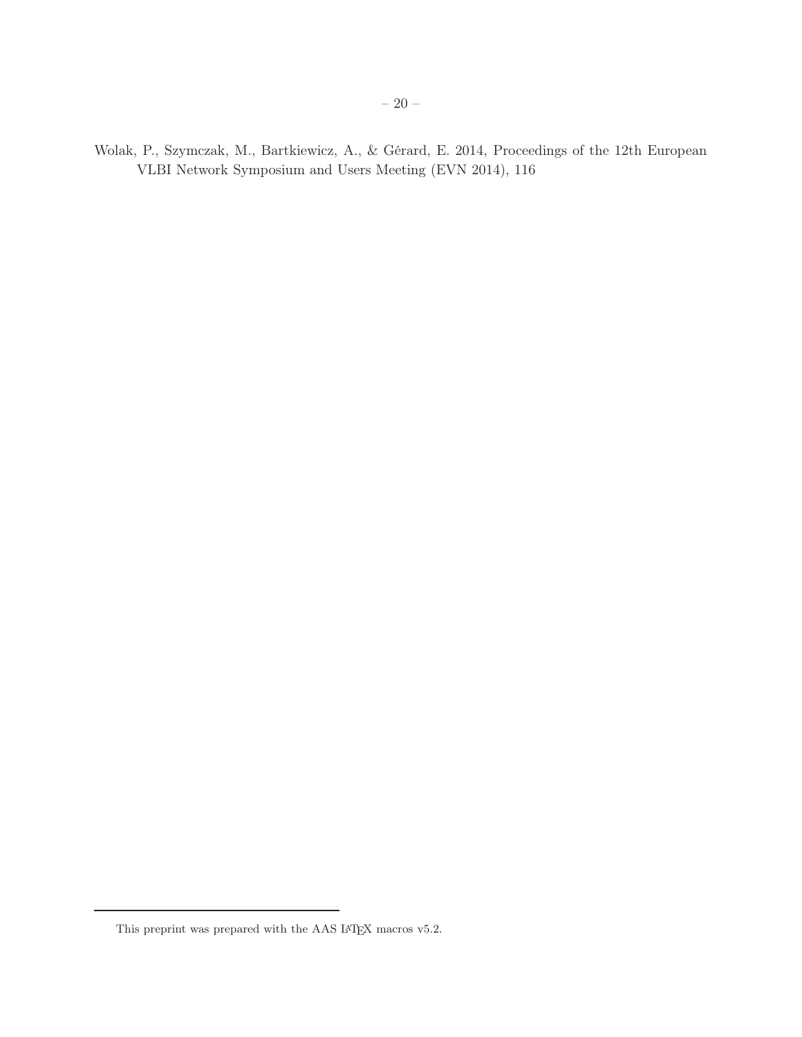Wolak, P., Szymczak, M., Bartkiewicz, A., & Gérard, E. 2014, Proceedings of the 12th European VLBI Network Symposium and Users Meeting (EVN 2014), 116

This preprint was prepared with the AAS LaTeX macros v5.2.